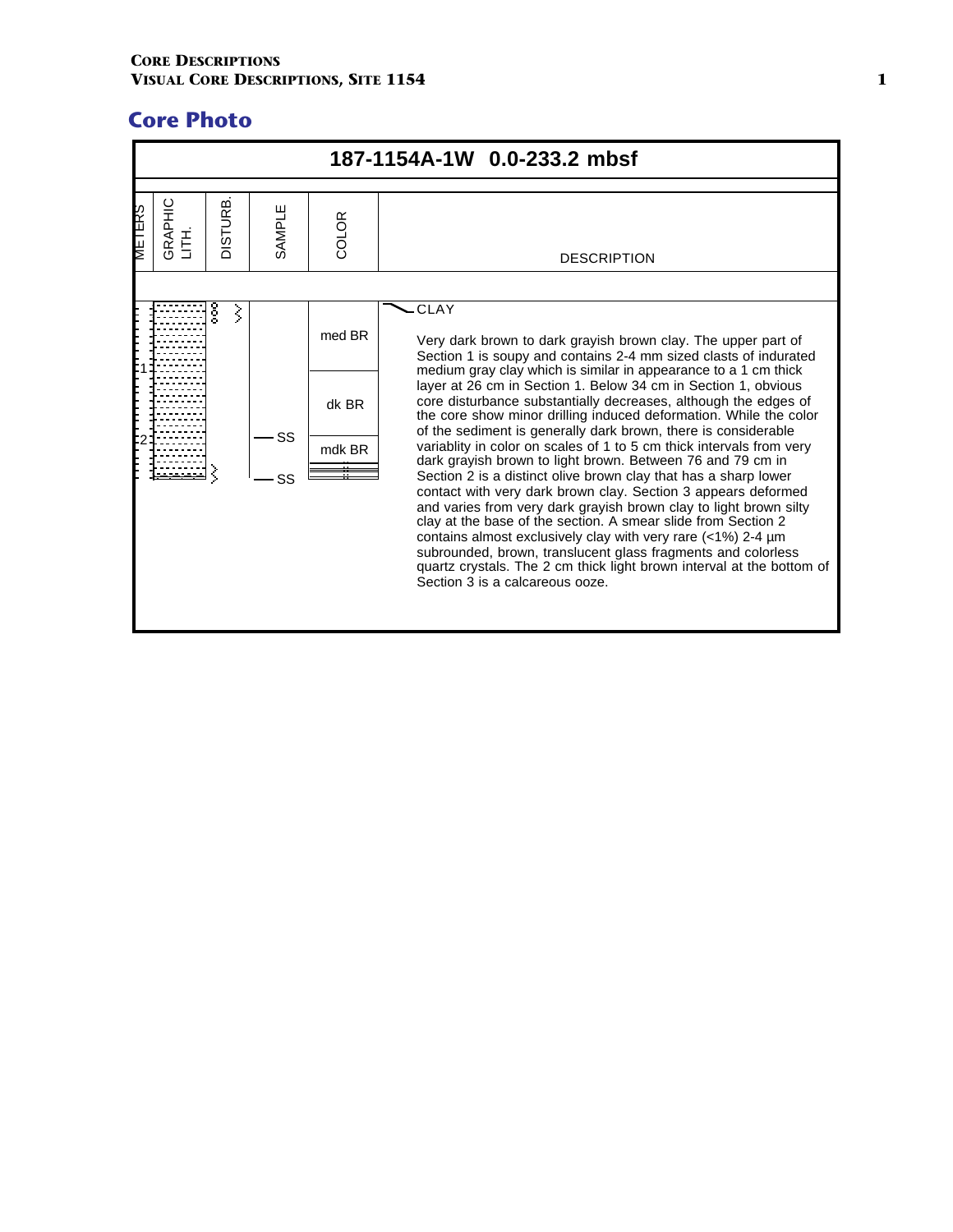## Core Photo

### 187-1154A-1W 0.0-233.2 mbsf

| METERS | GRAPHIC LITH. | DISTURB. | SAMPLE | COLOR | DESCRIPTION |
|---|---|---|---|---|---|
| 1 | | | | med BR | CLAY |
| 2 | | | SS | dk BR | |
| | | | SS | mdk BR | |

**CLAY**

Very dark brown to dark grayish brown clay. The upper part of Section 1 is soupy and contains 2-4 mm sized clasts of indurated medium gray clay which is similar in appearance to a 1 cm thick layer at 26 cm in Section 1. Below 34 cm in Section 1, obvious core disturbance substantially decreases, although the edges of the core show minor drilling induced deformation. While the color of the sediment is generally dark brown, there is considerable variablity in color on scales of 1 to 5 cm thick intervals from very dark grayish brown to light brown. Between 76 and 79 cm in Section 2 is a distinct olive brown clay that has a sharp lower contact with very dark brown clay. Section 3 appears deformed and varies from very dark grayish brown clay to light brown silty clay at the base of the section. A smear slide from Section 2 contains almost exclusively clay with very rare (<1%) 2-4 µm subrounded, brown, translucent glass fragments and colorless quartz crystals. The 2 cm thick light brown interval at the bottom of Section 3 is a calcareous ooze.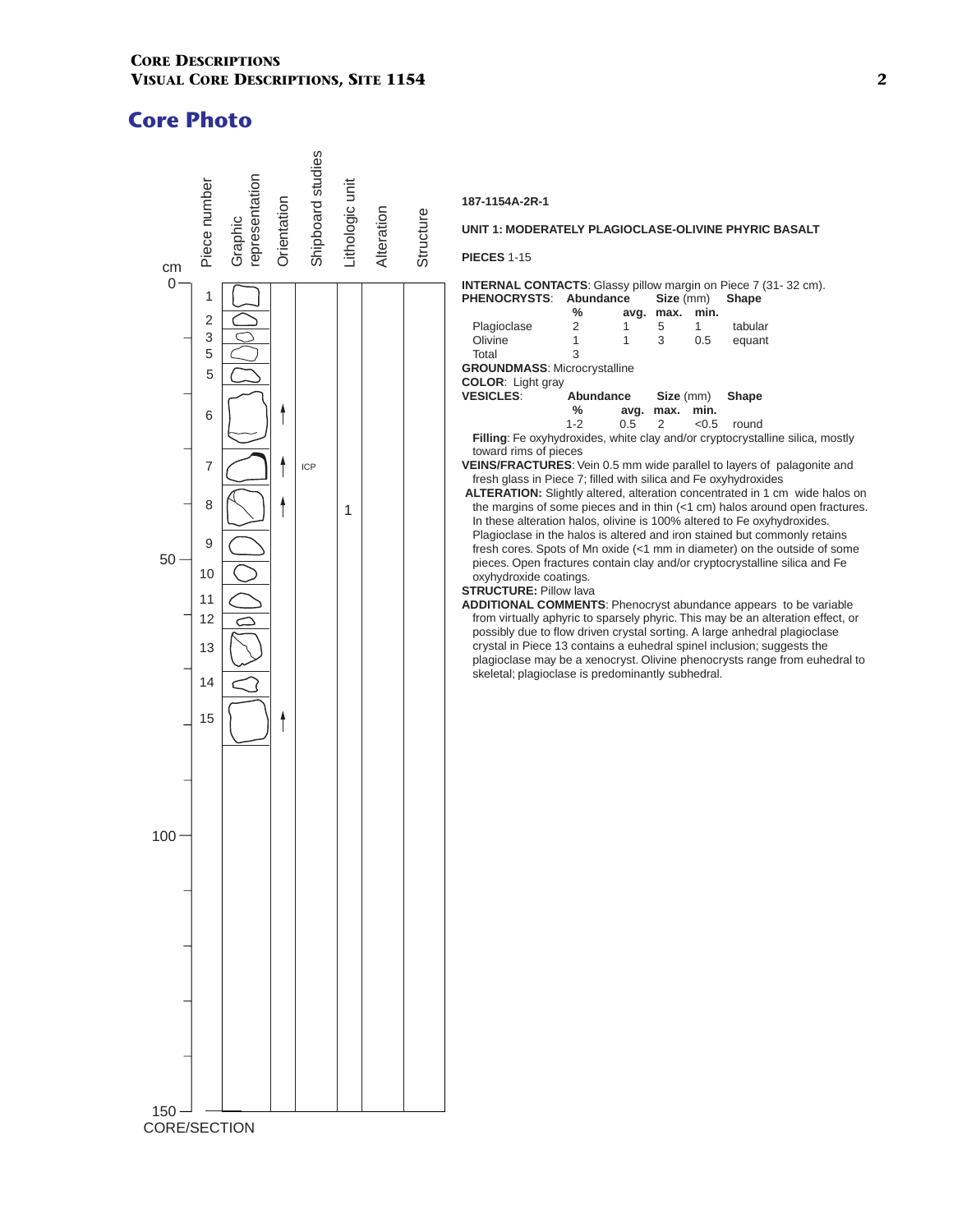# Core Photo

| cm | Piece number | Graphic representation | Orientation | Shipboard studies | Lithologic unit | Alteration | Structure |
|---|---|---|---|---|---|---|---|
| 0 | 1 | | | | | | |
| | 2 | | | | | | |
| | 3 | | | | | | |
| | 5 | | | | | | |
| | 5 | | | | | | |
| | 6 | | ↑ | | | | |
| | 7 | | ↑ | ICP | | | |
| | 8 | | ↑ | | 1 | | |
| | 9 | | | | | | |
| 50 | 10 | | | | | | |
| | 11 | | | | | | |
| | 12 | | | | | | |
| | 13 | | | | | | |
| | 14 | | | | | | |
| | 15 | | ↑ | | | | |
| 100 | | | | | | | |
| 150 | | | | | | | |

CORE/SECTION

**187-1154A-2R-1**

**UNIT 1: MODERATELY PLAGIOCLASE-OLIVINE PHYRIC BASALT**

**PIECES** 1-15

**INTERNAL CONTACTS**: Glassy pillow margin on Piece 7 (31- 32 cm).

**PHENOCRYSTS**:

| | Abundance % | Size (mm) avg. | max. | min. | Shape |
|---|---|---|---|---|---|
| Plagioclase | 2 | 1 | 5 | 1 | tabular |
| Olivine | 1 | 1 | 3 | 0.5 | equant |
| Total | 3 | | | | |

**GROUNDMASS**: Microcrystalline

**COLOR**: Light gray

**VESICLES**:

| Abundance % | Size (mm) avg. | max. | min. | Shape |
|---|---|---|---|---|
| 1-2 | 0.5 | 2 | <0.5 | round |

**Filling**: Fe oxyhydroxides, white clay and/or cryptocrystalline silica, mostly toward rims of pieces

**VEINS/FRACTURES**: Vein 0.5 mm wide parallel to layers of palagonite and fresh glass in Piece 7; filled with silica and Fe oxyhydroxides

**ALTERATION:** Slightly altered, alteration concentrated in 1 cm wide halos on the margins of some pieces and in thin (<1 cm) halos around open fractures. In these alteration halos, olivine is 100% altered to Fe oxyhydroxides. Plagioclase in the halos is altered and iron stained but commonly retains fresh cores. Spots of Mn oxide (<1 mm in diameter) on the outside of some pieces. Open fractures contain clay and/or cryptocrystalline silica and Fe oxyhydroxide coatings.

**STRUCTURE:** Pillow lava

**ADDITIONAL COMMENTS**: Phenocryst abundance appears to be variable from virtually aphyric to sparsely phyric. This may be an alteration effect, or possibly due to flow driven crystal sorting. A large anhedral plagioclase crystal in Piece 13 contains a euhedral spinel inclusion; suggests the plagioclase may be a xenocryst. Olivine phenocrysts range from euhedral to skeletal; plagioclase is predominantly subhedral.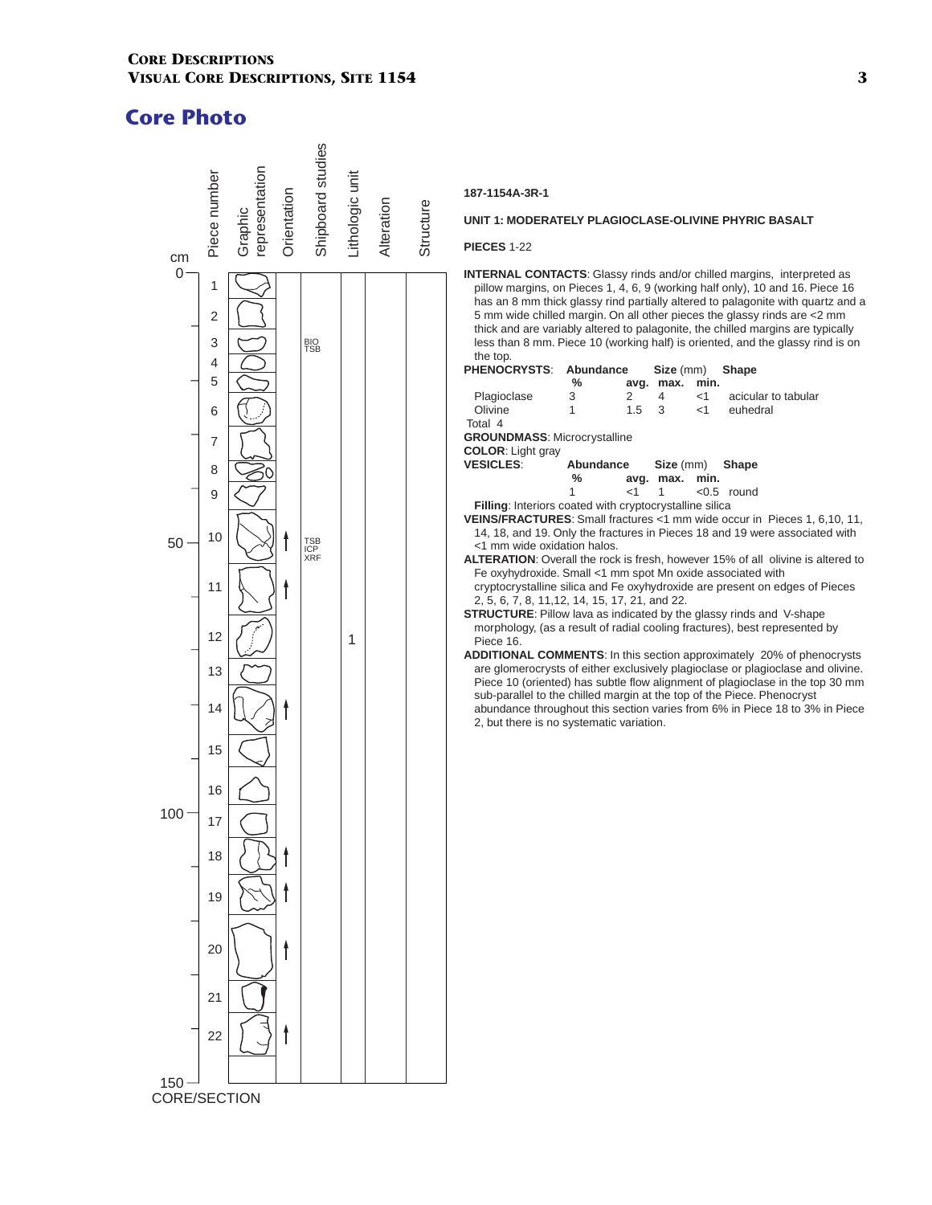## Core Photo

| cm | Piece number | Graphic representation | Orientation | Shipboard studies | Lithologic unit | Alteration | Structure |
|---|---|---|---|---|---|---|---|
| 0 | 1 | | | | | | |
| | 2 | | | | | | |
| | 3 | | | BIO TSB | | | |
| | 4 | | | | | | |
| | 5 | | | | | | |
| | 6 | | | | | | |
| | 7 | | | | | | |
| | 8 | | | | | | |
| | 9 | | | | | | |
| 50 | 10 | | ↑ | TSB ICP XRF | | | |
| | 11 | | ↑ | | | | |
| | 12 | | | | 1 | | |
| | 13 | | | | | | |
| | 14 | | ↑ | | | | |
| | 15 | | | | | | |
| | 16 | | | | | | |
| 100 | 17 | | | | | | |
| | 18 | | ↑ | | | | |
| | 19 | | ↑ | | | | |
| | 20 | | ↑ | | | | |
| | 21 | | | | | | |
| | 22 | | ↑ | | | | |
| 150 | | | | | | | |

CORE/SECTION

**187-1154A-3R-1**

**UNIT 1: MODERATELY PLAGIOCLASE-OLIVINE PHYRIC BASALT**

**PIECES** 1-22

**INTERNAL CONTACTS**: Glassy rinds and/or chilled margins, interpreted as pillow margins, on Pieces 1, 4, 6, 9 (working half only), 10 and 16. Piece 16 has an 8 mm thick glassy rind partially altered to palagonite with quartz and a 5 mm wide chilled margin. On all other pieces the glassy rinds are <2 mm thick and are variably altered to palagonite, the chilled margins are typically less than 8 mm. Piece 10 (working half) is oriented, and the glassy rind is on the top.

**PHENOCRYSTS**:

| | Abundance % | Size (mm) avg. | max. | min. | Shape |
|---|---|---|---|---|---|
| Plagioclase | 3 | 2 | 4 | <1 | acicular to tabular |
| Olivine | 1 | 1.5 | 3 | <1 | euhedral |

Total 4

**GROUNDMASS**: Microcrystalline

**COLOR**: Light gray

**VESICLES**:

| Abundance % | Size (mm) avg. | max. | min. | Shape |
|---|---|---|---|---|
| 1 | <1 | 1 | <0.5 | round |

**Filling**: Interiors coated with cryptocrystalline silica

**VEINS/FRACTURES**: Small fractures <1 mm wide occur in Pieces 1, 6,10, 11, 14, 18, and 19. Only the fractures in Pieces 18 and 19 were associated with <1 mm wide oxidation halos.

**ALTERATION**: Overall the rock is fresh, however 15% of all olivine is altered to Fe oxyhydroxide. Small <1 mm spot Mn oxide associated with cryptocrystalline silica and Fe oxyhydroxide are present on edges of Pieces 2, 5, 6, 7, 8, 11,12, 14, 15, 17, 21, and 22.

**STRUCTURE**: Pillow lava as indicated by the glassy rinds and V-shape morphology, (as a result of radial cooling fractures), best represented by Piece 16.

**ADDITIONAL COMMENTS**: In this section approximately 20% of phenocrysts are glomerocrysts of either exclusively plagioclase or plagioclase and olivine. Piece 10 (oriented) has subtle flow alignment of plagioclase in the top 30 mm sub-parallel to the chilled margin at the top of the Piece. Phenocryst abundance throughout this section varies from 6% in Piece 18 to 3% in Piece 2, but there is no systematic variation.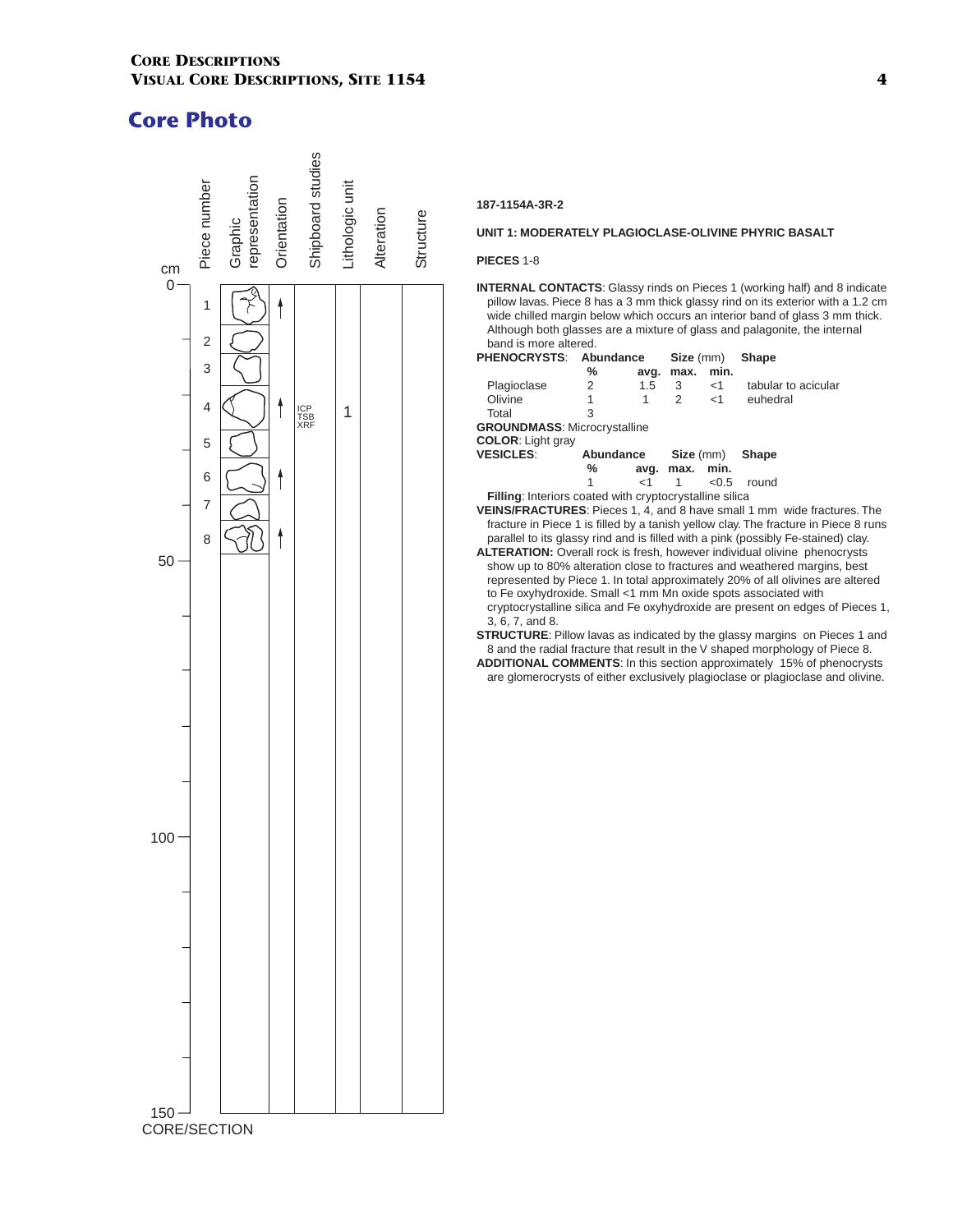## Core Photo

| cm | Piece number | Graphic representation | Orientation | Shipboard studies | Lithologic unit | Alteration | Structure |
|---|---|---|---|---|---|---|---|
| 0 | 1 | | ↑ | | | | |
| | 2 | | | | | | |
| | 3 | | | | | | |
| | 4 | | ↑ | ICP TSB XRF | 1 | | |
| | 5 | | | | | | |
| | 6 | | ↑ | | | | |
| | 7 | | | | | | |
| | 8 | | ↑ | | | | |
| 50 | | | | | | | |
| 100 | | | | | | | |
| 150 | | | | | | | |

CORE/SECTION

**187-1154A-3R-2**

**UNIT 1: MODERATELY PLAGIOCLASE-OLIVINE PHYRIC BASALT**

**PIECES** 1-8

**INTERNAL CONTACTS**: Glassy rinds on Pieces 1 (working half) and 8 indicate pillow lavas. Piece 8 has a 3 mm thick glassy rind on its exterior with a 1.2 cm wide chilled margin below which occurs an interior band of glass 3 mm thick. Although both glasses are a mixture of glass and palagonite, the internal band is more altered.

**PHENOCRYSTS**:

| | Abundance % | Size (mm) avg. | max. | min. | Shape |
|---|---|---|---|---|---|
| Plagioclase | 2 | 1.5 | 3 | <1 | tabular to acicular |
| Olivine | 1 | 1 | 2 | <1 | euhedral |
| Total | 3 | | | | |

**GROUNDMASS**: Microcrystalline

**COLOR**: Light gray

**VESICLES**:

| Abundance % | Size (mm) avg. | max. | min. | Shape |
|---|---|---|---|---|
| 1 | <1 | 1 | <0.5 | round |

**Filling**: Interiors coated with cryptocrystalline silica

**VEINS/FRACTURES**: Pieces 1, 4, and 8 have small 1 mm wide fractures. The fracture in Piece 1 is filled by a tanish yellow clay. The fracture in Piece 8 runs parallel to its glassy rind and is filled with a pink (possibly Fe-stained) clay.

**ALTERATION:** Overall rock is fresh, however individual olivine phenocrysts show up to 80% alteration close to fractures and weathered margins, best represented by Piece 1. In total approximately 20% of all olivines are altered to Fe oxyhydroxide. Small <1 mm Mn oxide spots associated with cryptocrystalline silica and Fe oxyhydroxide are present on edges of Pieces 1, 3, 6, 7, and 8.

**STRUCTURE**: Pillow lavas as indicated by the glassy margins on Pieces 1 and 8 and the radial fracture that result in the V shaped morphology of Piece 8.

**ADDITIONAL COMMENTS**: In this section approximately 15% of phenocrysts are glomerocrysts of either exclusively plagioclase or plagioclase and olivine.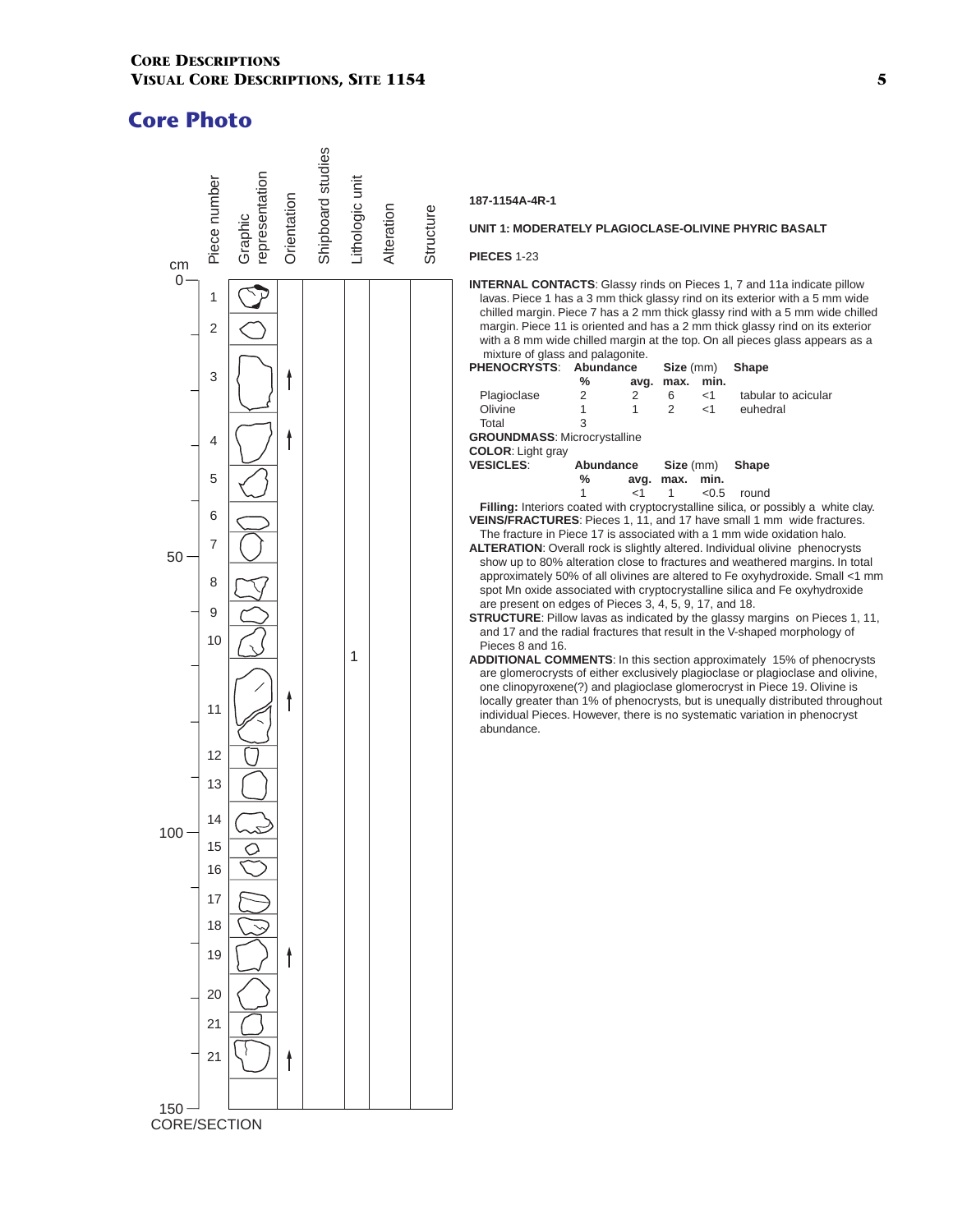# Core Photo

| cm | Piece number | Graphic representation | Orientation | Shipboard studies | Lithologic unit | Alteration | Structure |
|---|---|---|---|---|---|---|---|
| 0 | 1 | | | | | | |
| | 2 | | | | | | |
| | 3 | | ↑ | | | | |
| | 4 | | ↑ | | | | |
| | 5 | | | | | | |
| | 6 | | | | | | |
| 50 | 7 | | | | | | |
| | 8 | | | | | | |
| | 9 | | | | | | |
| | 10 | | | | | | |
| | 11 | | ↑ | | 1 | | |
| | 12 | | | | | | |
| | 13 | | | | | | |
| | 14 | | | | | | |
| 100 | 15 | | | | | | |
| | 16 | | | | | | |
| | 17 | | | | | | |
| | 18 | | | | | | |
| | 19 | | ↑ | | | | |
| | 20 | | | | | | |
| | 21 | | | | | | |
| | 21 | | ↑ | | | | |
| 150 | | | | | | | |

CORE/SECTION

**187-1154A-4R-1**

**UNIT 1: MODERATELY PLAGIOCLASE-OLIVINE PHYRIC BASALT**

**PIECES** 1-23

**INTERNAL CONTACTS**: Glassy rinds on Pieces 1, 7 and 11a indicate pillow lavas. Piece 1 has a 3 mm thick glassy rind on its exterior with a 5 mm wide chilled margin. Piece 7 has a 2 mm thick glassy rind with a 5 mm wide chilled margin. Piece 11 is oriented and has a 2 mm thick glassy rind on its exterior with a 8 mm wide chilled margin at the top. On all pieces glass appears as a mixture of glass and palagonite.

**PHENOCRYSTS**:

| | Abundance % | Size (mm) avg. | max. | min. | Shape |
|---|---|---|---|---|---|
| Plagioclase | 2 | 2 | 6 | <1 | tabular to acicular |
| Olivine | 1 | 1 | 2 | <1 | euhedral |
| Total | 3 | | | | |

**GROUNDMASS**: Microcrystalline

**COLOR**: Light gray

**VESICLES**:

| Abundance % | Size (mm) avg. | max. | min. | Shape |
|---|---|---|---|---|
| 1 | <1 | 1 | <0.5 | round |

**Filling:** Interiors coated with cryptocrystalline silica, or possibly a white clay.

**VEINS/FRACTURES**: Pieces 1, 11, and 17 have small 1 mm wide fractures. The fracture in Piece 17 is associated with a 1 mm wide oxidation halo.

**ALTERATION**: Overall rock is slightly altered. Individual olivine phenocrysts show up to 80% alteration close to fractures and weathered margins. In total approximately 50% of all olivines are altered to Fe oxyhydroxide. Small <1 mm spot Mn oxide associated with cryptocrystalline silica and Fe oxyhydroxide are present on edges of Pieces 3, 4, 5, 9, 17, and 18.

**STRUCTURE**: Pillow lavas as indicated by the glassy margins on Pieces 1, 11, and 17 and the radial fractures that result in the V-shaped morphology of Pieces 8 and 16.

**ADDITIONAL COMMENTS**: In this section approximately 15% of phenocrysts are glomerocrysts of either exclusively plagioclase or plagioclase and olivine, one clinopyroxene(?) and plagioclase glomerocryst in Piece 19. Olivine is locally greater than 1% of phenocrysts, but is unequally distributed throughout individual Pieces. However, there is no systematic variation in phenocryst abundance.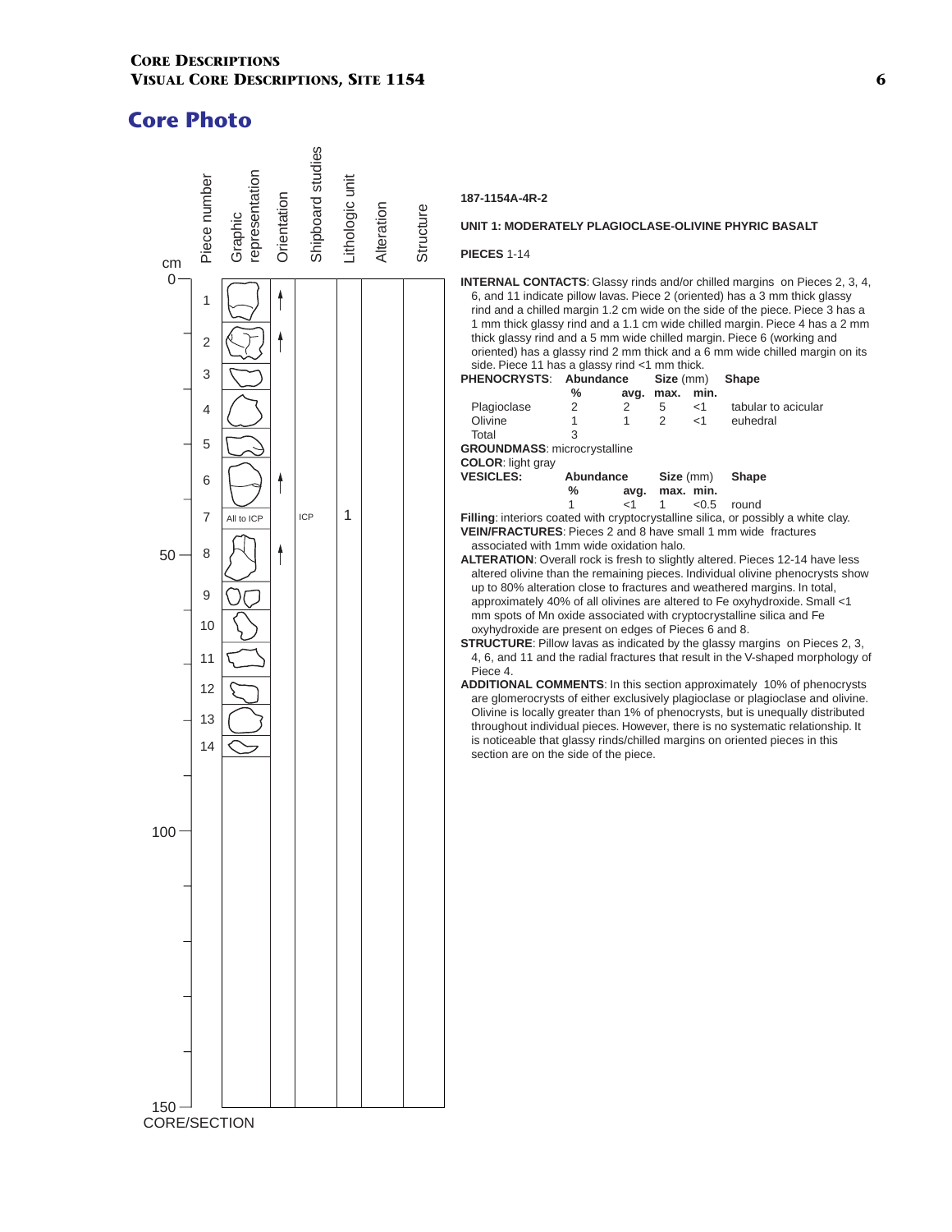## Core Photo

| cm | Piece number | Graphic representation | Orientation | Shipboard studies | Lithologic unit | Alteration | Structure |
|---|---|---|---|---|---|---|---|
| 0 | 1 | | ↑ | | | | |
| | 2 | | ↑ | | | | |
| | 3 | | | | | | |
| | 4 | | | | | | |
| | 5 | | | | | | |
| | 6 | | ↑ | | | | |
| | 7 | All to ICP | | ICP | 1 | | |
| 50 | 8 | | ↑ | | | | |
| | 9 | | | | | | |
| | 10 | | | | | | |
| | 11 | | | | | | |
| | 12 | | | | | | |
| | 13 | | | | | | |
| | 14 | | | | | | |
| 100 | | | | | | | |
| 150 | | | | | | | |

CORE/SECTION

**187-1154A-4R-2**

**UNIT 1: MODERATELY PLAGIOCLASE-OLIVINE PHYRIC BASALT**

**PIECES** 1-14

**INTERNAL CONTACTS**: Glassy rinds and/or chilled margins on Pieces 2, 3, 4, 6, and 11 indicate pillow lavas. Piece 2 (oriented) has a 3 mm thick glassy rind and a chilled margin 1.2 cm wide on the side of the piece. Piece 3 has a 1 mm thick glassy rind and a 1.1 cm wide chilled margin. Piece 4 has a 2 mm thick glassy rind and a 5 mm wide chilled margin. Piece 6 (working and oriented) has a glassy rind 2 mm thick and a 6 mm wide chilled margin on its side. Piece 11 has a glassy rind <1 mm thick.

**PHENOCRYSTS**:

| | Abundance % | Size (mm) avg. | max. | min. | Shape |
|---|---|---|---|---|---|
| Plagioclase | 2 | 2 | 5 | <1 | tabular to acicular |
| Olivine | 1 | 1 | 2 | <1 | euhedral |
| Total | 3 | | | | |

**GROUNDMASS**: microcrystalline

**COLOR**: light gray

**VESICLES:**

| Abundance % | Size (mm) avg. | max. | min. | Shape |
|---|---|---|---|---|
| 1 | <1 | 1 | <0.5 | round |

**Filling**: interiors coated with cryptocrystalline silica, or possibly a white clay.

**VEIN/FRACTURES**: Pieces 2 and 8 have small 1 mm wide fractures associated with 1mm wide oxidation halo.

**ALTERATION**: Overall rock is fresh to slightly altered. Pieces 12-14 have less altered olivine than the remaining pieces. Individual olivine phenocrysts show up to 80% alteration close to fractures and weathered margins. In total, approximately 40% of all olivines are altered to Fe oxyhydroxide. Small <1 mm spots of Mn oxide associated with cryptocrystalline silica and Fe oxyhydroxide are present on edges of Pieces 6 and 8.

**STRUCTURE**: Pillow lavas as indicated by the glassy margins on Pieces 2, 3, 4, 6, and 11 and the radial fractures that result in the V-shaped morphology of Piece 4.

**ADDITIONAL COMMENTS**: In this section approximately 10% of phenocrysts are glomerocrysts of either exclusively plagioclase or plagioclase and olivine. Olivine is locally greater than 1% of phenocrysts, but is unequally distributed throughout individual pieces. However, there is no systematic relationship. It is noticeable that glassy rinds/chilled margins on oriented pieces in this section are on the side of the piece.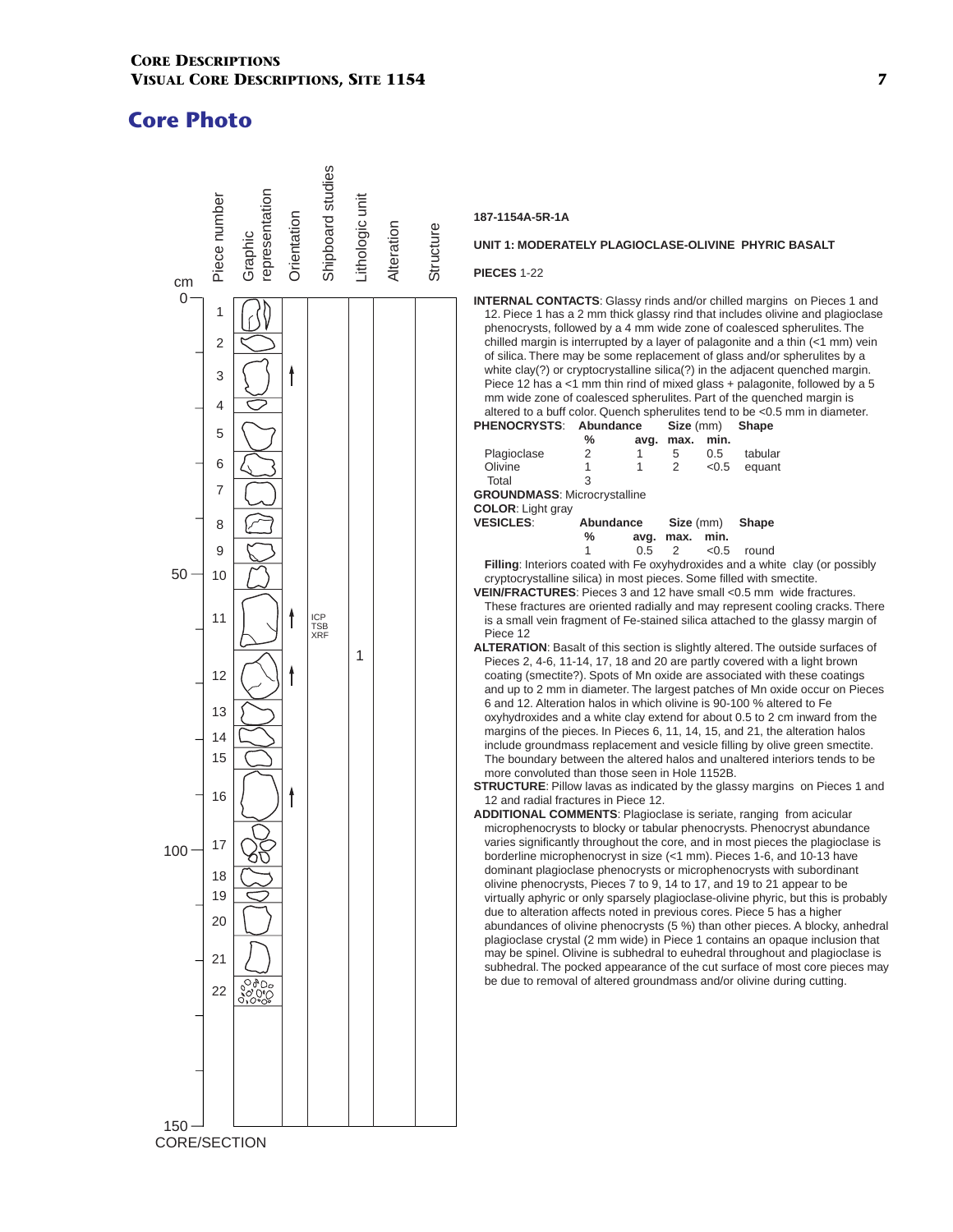# Core Photo

| cm | Piece number | Graphic representation | Orientation | Shipboard studies | Lithologic unit | Alteration | Structure |
|---|---|---|---|---|---|---|---|
| 0 | 1 | | | | | | |
| | 2 | | | | | | |
| | 3 | | ↑ | | | | |
| | 4 | | | | | | |
| | 5 | | | | | | |
| | 6 | | | | | | |
| | 7 | | | | | | |
| | 8 | | | | | | |
| | 9 | | | | | | |
| 50 | 10 | | | | | | |
| | 11 | | ↑ | ICP TSB XRF | | | |
| | | | | | 1 | | |
| | 12 | | ↑ | | | | |
| | 13 | | | | | | |
| | 14 | | | | | | |
| | 15 | | | | | | |
| | 16 | | ↑ | | | | |
| 100 | 17 | | | | | | |
| | 18 | | | | | | |
| | 19 | | | | | | |
| | 20 | | | | | | |
| | 21 | | | | | | |
| | 22 | | | | | | |
| 150 | | | | | | | |

CORE/SECTION

**187-1154A-5R-1A**

**UNIT 1: MODERATELY PLAGIOCLASE-OLIVINE PHYRIC BASALT**

**PIECES** 1-22

**INTERNAL CONTACTS**: Glassy rinds and/or chilled margins on Pieces 1 and 12. Piece 1 has a 2 mm thick glassy rind that includes olivine and plagioclase phenocrysts, followed by a 4 mm wide zone of coalesced spherulites. The chilled margin is interrupted by a layer of palagonite and a thin (<1 mm) vein of silica. There may be some replacement of glass and/or spherulites by a white clay(?) or cryptocrystalline silica(?) in the adjacent quenched margin. Piece 12 has a <1 mm thin rind of mixed glass + palagonite, followed by a 5 mm wide zone of coalesced spherulites. Part of the quenched margin is altered to a buff color. Quench spherulites tend to be <0.5 mm in diameter.

**PHENOCRYSTS**:

| | Abundance % | Size (mm) avg. | max. | min. | Shape |
|---|---|---|---|---|---|
| Plagioclase | 2 | 1 | 5 | 0.5 | tabular |
| Olivine | 1 | 1 | 2 | <0.5 | equant |
| Total | 3 | | | | |

**GROUNDMASS**: Microcrystalline

**COLOR**: Light gray

**VESICLES**:

| Abundance % | Size (mm) avg. | max. | min. | Shape |
|---|---|---|---|---|
| 1 | 0.5 | 2 | <0.5 | round |

**Filling**: Interiors coated with Fe oxyhydroxides and a white clay (or possibly cryptocrystalline silica) in most pieces. Some filled with smectite.

**VEIN/FRACTURES**: Pieces 3 and 12 have small <0.5 mm wide fractures. These fractures are oriented radially and may represent cooling cracks. There is a small vein fragment of Fe-stained silica attached to the glassy margin of Piece 12

**ALTERATION**: Basalt of this section is slightly altered. The outside surfaces of Pieces 2, 4-6, 11-14, 17, 18 and 20 are partly covered with a light brown coating (smectite?). Spots of Mn oxide are associated with these coatings and up to 2 mm in diameter. The largest patches of Mn oxide occur on Pieces 6 and 12. Alteration halos in which olivine is 90-100 % altered to Fe oxyhydroxides and a white clay extend for about 0.5 to 2 cm inward from the margins of the pieces. In Pieces 6, 11, 14, 15, and 21, the alteration halos include groundmass replacement and vesicle filling by olive green smectite. The boundary between the altered halos and unaltered interiors tends to be more convoluted than those seen in Hole 1152B.

**STRUCTURE**: Pillow lavas as indicated by the glassy margins on Pieces 1 and 12 and radial fractures in Piece 12.

**ADDITIONAL COMMENTS**: Plagioclase is seriate, ranging from acicular microphenocrysts to blocky or tabular phenocrysts. Phenocryst abundance varies significantly throughout the core, and in most pieces the plagioclase is borderline microphenocryst in size (<1 mm). Pieces 1-6, and 10-13 have dominant plagioclase phenocrysts or microphenocrysts with subordinant olivine phenocrysts, Pieces 7 to 9, 14 to 17, and 19 to 21 appear to be virtually aphyric or only sparsely plagioclase-olivine phyric, but this is probably due to alteration affects noted in previous cores. Piece 5 has a higher abundances of olivine phenocrysts (5 %) than other pieces. A blocky, anhedral plagioclase crystal (2 mm wide) in Piece 1 contains an opaque inclusion that may be spinel. Olivine is subhedral to euhedral throughout and plagioclase is subhedral. The pocked appearance of the cut surface of most core pieces may be due to removal of altered groundmass and/or olivine during cutting.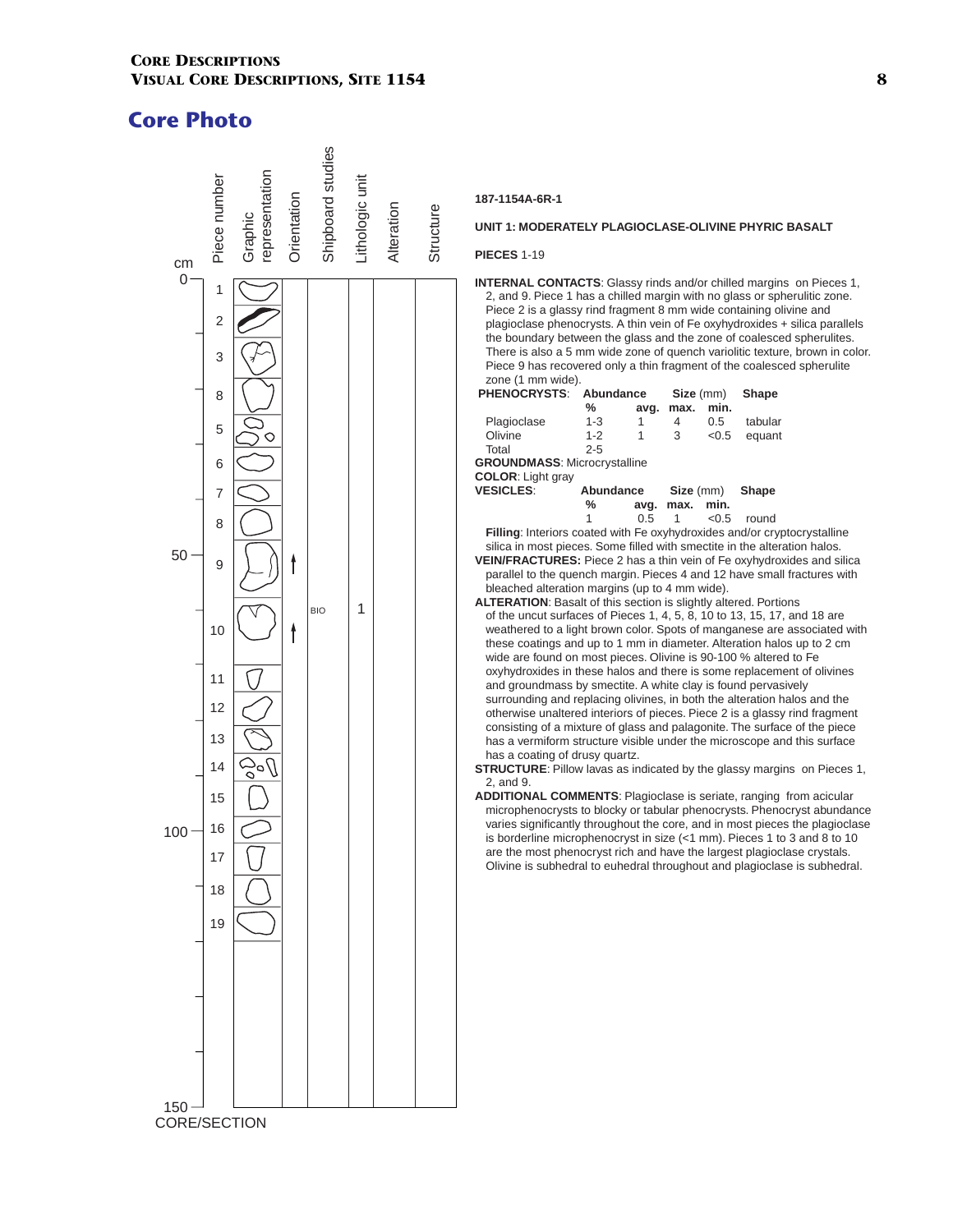## Core Photo

| cm | Piece number | Graphic representation | Orientation | Shipboard studies | Lithologic unit | Alteration | Structure |
|---|---|---|---|---|---|---|---|
| 0 | 1 | | | | | | |
| | 2 | | | | | | |
| | 3 | | | | | | |
| | 8 | | | | | | |
| | 5 | | | | | | |
| | 6 | | | | | | |
| | 7 | | | | | | |
| | 8 | | | | | | |
| 50 | 9 | | ↑ | | | | |
| | 10 | | ↑ | BIO | 1 | | |
| | 11 | | | | | | |
| | 12 | | | | | | |
| | 13 | | | | | | |
| | 14 | | | | | | |
| | 15 | | | | | | |
| 100 | 16 | | | | | | |
| | 17 | | | | | | |
| | 18 | | | | | | |
| | 19 | | | | | | |
| 150 | | | | | | | |

CORE/SECTION

**187-1154A-6R-1**

**UNIT 1: MODERATELY PLAGIOCLASE-OLIVINE PHYRIC BASALT**

**PIECES** 1-19

**INTERNAL CONTACTS**: Glassy rinds and/or chilled margins on Pieces 1, 2, and 9. Piece 1 has a chilled margin with no glass or spherulitic zone. Piece 2 is a glassy rind fragment 8 mm wide containing olivine and plagioclase phenocrysts. A thin vein of Fe oxyhydroxides + silica parallels the boundary between the glass and the zone of coalesced spherulites. There is also a 5 mm wide zone of quench variolitic texture, brown in color. Piece 9 has recovered only a thin fragment of the coalesced spherulite zone (1 mm wide).

| **PHENOCRYSTS**: | **Abundance** | **Size** (mm) | | | **Shape** |
|---|---|---|---|---|---|
| | **%** | **avg.** | **max.** | **min.** | |
| Plagioclase | 1-3 | 1 | 4 | 0.5 | tabular |
| Olivine | 1-2 | 1 | 3 | <0.5 | equant |
| Total | 2-5 | | | | |

**GROUNDMASS**: Microcrystalline

**COLOR**: Light gray

| **VESICLES**: | **Abundance** | **Size** (mm) | | | **Shape** |
|---|---|---|---|---|---|
| | **%** | **avg.** | **max.** | **min.** | |
| | 1 | 0.5 | 1 | <0.5 | round |

**Filling**: Interiors coated with Fe oxyhydroxides and/or cryptocrystalline silica in most pieces. Some filled with smectite in the alteration halos.

**VEIN/FRACTURES:** Piece 2 has a thin vein of Fe oxyhydroxides and silica parallel to the quench margin. Pieces 4 and 12 have small fractures with bleached alteration margins (up to 4 mm wide).

**ALTERATION**: Basalt of this section is slightly altered. Portions of the uncut surfaces of Pieces 1, 4, 5, 8, 10 to 13, 15, 17, and 18 are weathered to a light brown color. Spots of manganese are associated with these coatings and up to 1 mm in diameter. Alteration halos up to 2 cm wide are found on most pieces. Olivine is 90-100 % altered to Fe oxyhydroxides in these halos and there is some replacement of olivines and groundmass by smectite. A white clay is found pervasively surrounding and replacing olivines, in both the alteration halos and the otherwise unaltered interiors of pieces. Piece 2 is a glassy rind fragment consisting of a mixture of glass and palagonite. The surface of the piece has a vermiform structure visible under the microscope and this surface has a coating of drusy quartz.

**STRUCTURE**: Pillow lavas as indicated by the glassy margins on Pieces 1, 2, and 9.

**ADDITIONAL COMMENTS**: Plagioclase is seriate, ranging from acicular microphenocrysts to blocky or tabular phenocrysts. Phenocryst abundance varies significantly throughout the core, and in most pieces the plagioclase is borderline microphenocryst in size (<1 mm). Pieces 1 to 3 and 8 to 10 are the most phenocryst rich and have the largest plagioclase crystals. Olivine is subhedral to euhedral throughout and plagioclase is subhedral.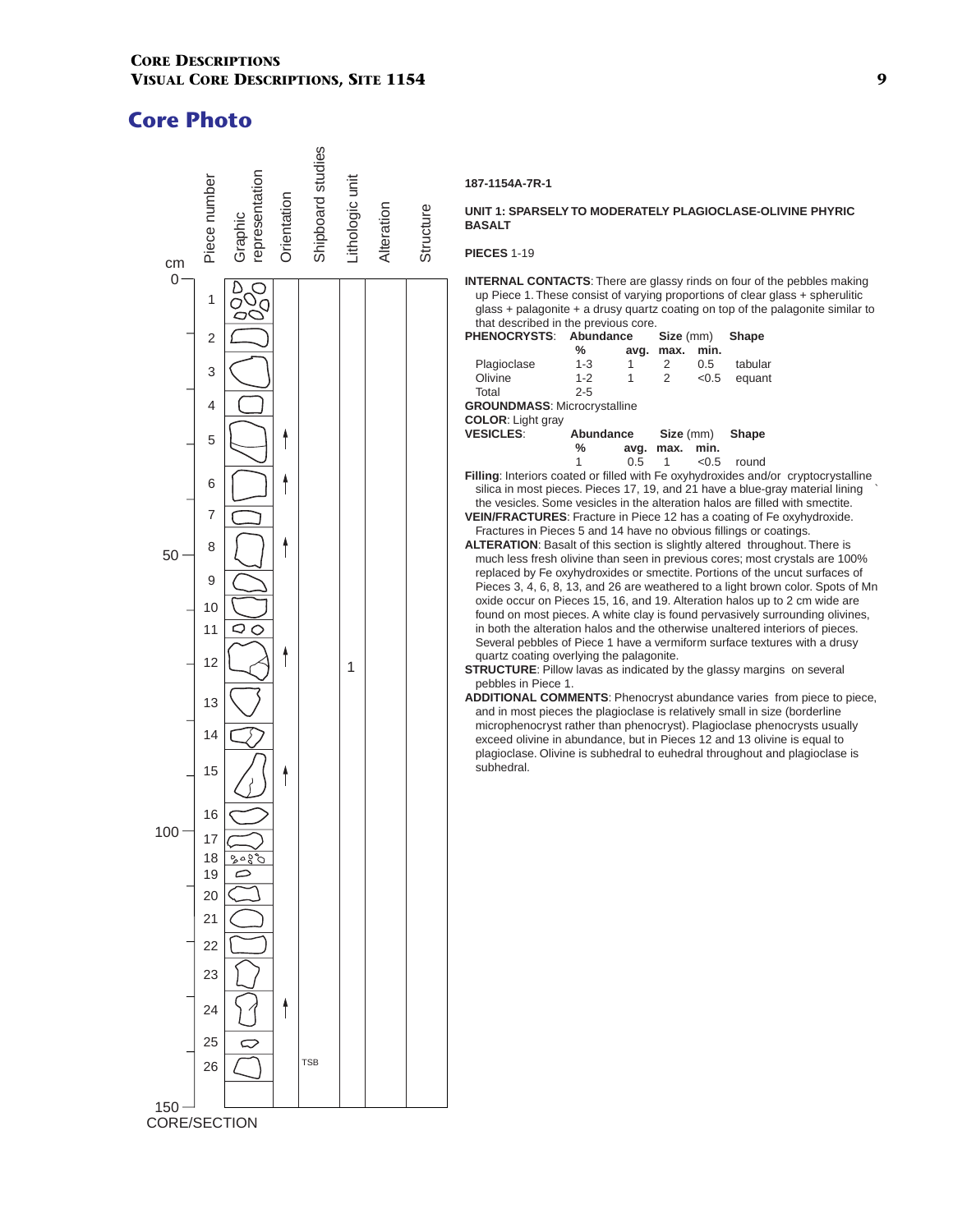## Core Photo

| cm | Piece number | Graphic representation | Orientation | Shipboard studies | Lithologic unit | Alteration | Structure |
|---|---|---|---|---|---|---|---|
| 0 | 1 | | | | | | |
| | 2 | | | | | | |
| | 3 | | | | | | |
| | 4 | | | | | | |
| | 5 | | ↑ | | | | |
| | 6 | | ↑ | | | | |
| | 7 | | | | | | |
| 50 | 8 | | ↑ | | | | |
| | 9 | | | | | | |
| | 10 | | | | | | |
| | 11 | | | | | | |
| | 12 | | ↑ | | 1 | | |
| | 13 | | | | | | |
| | 14 | | | | | | |
| | 15 | | ↑ | | | | |
| | 16 | | | | | | |
| 100 | 17 | | | | | | |
| | 18 | | | | | | |
| | 19 | | | | | | |
| | 20 | | | | | | |
| | 21 | | | | | | |
| | 22 | | | | | | |
| | 23 | | | | | | |
| | 24 | | ↑ | | | | |
| | 25 | | | | | | |
| | 26 | | | TSB | | | |
| 150 | | | | | | | |

CORE/SECTION

**187-1154A-7R-1**

**UNIT 1: SPARSELY TO MODERATELY PLAGIOCLASE-OLIVINE PHYRIC BASALT**

**PIECES** 1-19

**INTERNAL CONTACTS**: There are glassy rinds on four of the pebbles making up Piece 1. These consist of varying proportions of clear glass + spherulitic glass + palagonite + a drusy quartz coating on top of the palagonite similar to that described in the previous core.

**PHENOCRYSTS**:

| | Abundance | Size (mm) | | | Shape |
|---|---|---|---|---|---|
| | % | avg. | max. | min. | |
| Plagioclase | 1-3 | 1 | 2 | 0.5 | tabular |
| Olivine | 1-2 | 1 | 2 | <0.5 | equant |
| Total | 2-5 | | | | |

**GROUNDMASS**: Microcrystalline

**COLOR**: Light gray

**VESICLES**:

| Abundance | Size (mm) | | | Shape |
|---|---|---|---|---|
| % | avg. | max. | min. | |
| 1 | 0.5 | 1 | <0.5 | round |

**Filling**: Interiors coated or filled with Fe oxyhydroxides and/or cryptocrystalline silica in most pieces. Pieces 17, 19, and 21 have a blue-gray material lining the vesicles. Some vesicles in the alteration halos are filled with smectite.

**VEIN/FRACTURES**: Fracture in Piece 12 has a coating of Fe oxyhydroxide. Fractures in Pieces 5 and 14 have no obvious fillings or coatings.

**ALTERATION**: Basalt of this section is slightly altered throughout. There is much less fresh olivine than seen in previous cores; most crystals are 100% replaced by Fe oxyhydroxides or smectite. Portions of the uncut surfaces of Pieces 3, 4, 6, 8, 13, and 26 are weathered to a light brown color. Spots of Mn oxide occur on Pieces 15, 16, and 19. Alteration halos up to 2 cm wide are found on most pieces. A white clay is found pervasively surrounding olivines, in both the alteration halos and the otherwise unaltered interiors of pieces. Several pebbles of Piece 1 have a vermiform surface textures with a drusy quartz coating overlying the palagonite.

**STRUCTURE**: Pillow lavas as indicated by the glassy margins on several pebbles in Piece 1.

**ADDITIONAL COMMENTS**: Phenocryst abundance varies from piece to piece, and in most pieces the plagioclase is relatively small in size (borderline microphenocryst rather than phenocryst). Plagioclase phenocrysts usually exceed olivine in abundance, but in Pieces 12 and 13 olivine is equal to plagioclase. Olivine is subhedral to euhedral throughout and plagioclase is subhedral.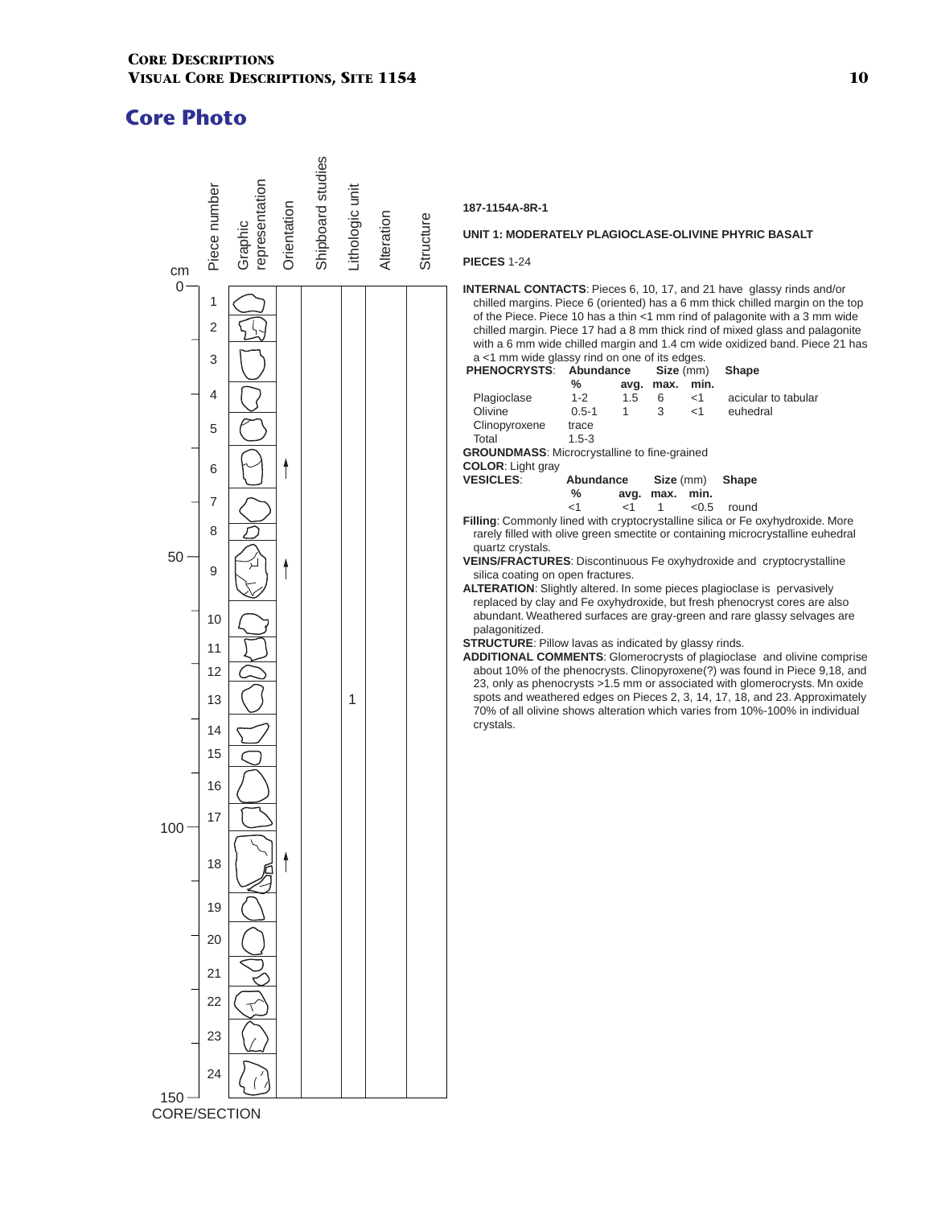## Core Photo

| cm | Piece number | Graphic representation | Orientation | Shipboard studies | Lithologic unit | Alteration | Structure |
|---|---|---|---|---|---|---|---|
| 0 | 1 | | | | | | |
| | 2 | | | | | | |
| | 3 | | | | | | |
| | 4 | | | | | | |
| | 5 | | | | | | |
| | 6 | | ↑ | | | | |
| | 7 | | | | | | |
| | 8 | | | | | | |
| 50 | 9 | | ↑ | | | | |
| | 10 | | | | | | |
| | 11 | | | | | | |
| | 12 | | | | | | |
| | 13 | | | | 1 | | |
| | 14 | | | | | | |
| | 15 | | | | | | |
| | 16 | | | | | | |
| | 17 | | | | | | |
| 100 | 18 | | ↑ | | | | |
| | 19 | | | | | | |
| | 20 | | | | | | |
| | 21 | | | | | | |
| | 22 | | | | | | |
| | 23 | | | | | | |
| | 24 | | | | | | |
| 150 | | | | | | | |

CORE/SECTION

**187-1154A-8R-1**

**UNIT 1: MODERATELY PLAGIOCLASE-OLIVINE PHYRIC BASALT**

**PIECES** 1-24

**INTERNAL CONTACTS**: Pieces 6, 10, 17, and 21 have glassy rinds and/or chilled margins. Piece 6 (oriented) has a 6 mm thick chilled margin on the top of the Piece. Piece 10 has a thin <1 mm rind of palagonite with a 3 mm wide chilled margin. Piece 17 had a 8 mm thick rind of mixed glass and palagonite with a 6 mm wide chilled margin and 1.4 cm wide oxidized band. Piece 21 has a <1 mm wide glassy rind on one of its edges.

**PHENOCRYSTS**:

| | Abundance % | Size (mm) avg. | max. | min. | Shape |
|---|---|---|---|---|---|
| Plagioclase | 1-2 | 1.5 | 6 | <1 | acicular to tabular |
| Olivine | 0.5-1 | 1 | 3 | <1 | euhedral |
| Clinopyroxene | trace | | | | |
| Total | 1.5-3 | | | | |

**GROUNDMASS**: Microcrystalline to fine-grained

**COLOR**: Light gray

**VESICLES**:

| Abundance % | Size (mm) avg. | max. | min. | Shape |
|---|---|---|---|---|
| <1 | <1 | 1 | <0.5 | round |

**Filling**: Commonly lined with cryptocrystalline silica or Fe oxyhydroxide. More rarely filled with olive green smectite or containing microcrystalline euhedral quartz crystals.

**VEINS/FRACTURES**: Discontinuous Fe oxyhydroxide and cryptocrystalline silica coating on open fractures.

**ALTERATION**: Slightly altered. In some pieces plagioclase is pervasively replaced by clay and Fe oxyhydroxide, but fresh phenocryst cores are also abundant. Weathered surfaces are gray-green and rare glassy selvages are palagonitized.

**STRUCTURE**: Pillow lavas as indicated by glassy rinds.

**ADDITIONAL COMMENTS**: Glomerocrysts of plagioclase and olivine comprise about 10% of the phenocrysts. Clinopyroxene(?) was found in Piece 9,18, and 23, only as phenocrysts >1.5 mm or associated with glomerocrysts. Mn oxide spots and weathered edges on Pieces 2, 3, 14, 17, 18, and 23. Approximately 70% of all olivine shows alteration which varies from 10%-100% in individual crystals.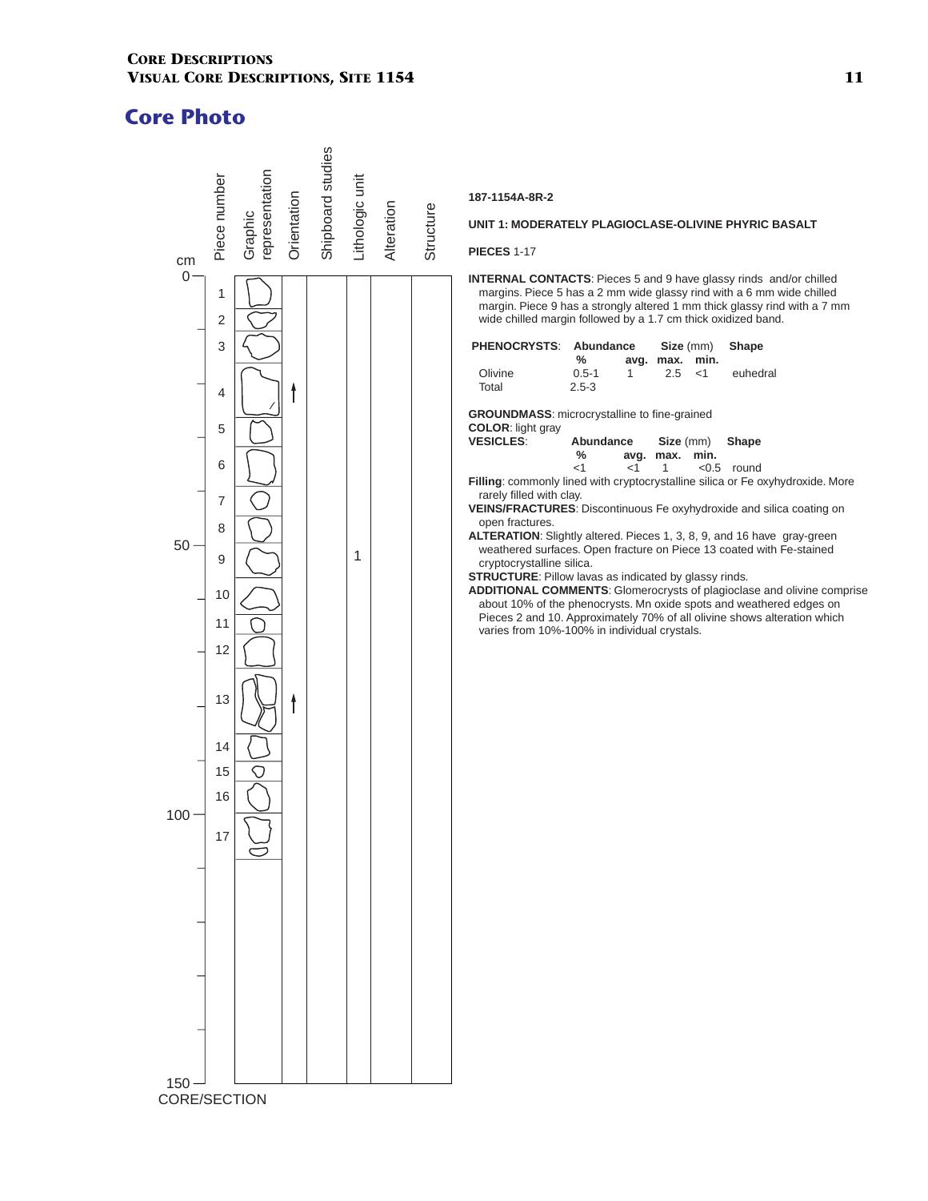## Core Photo

| cm | Piece number | Graphic representation | Orientation | Shipboard studies | Lithologic unit | Alteration | Structure |
|---|---|---|---|---|---|---|---|
| 0 | 1 | | | | | | |
| | 2 | | | | | | |
| | 3 | | | | | | |
| | 4 | | ↑ | | | | |
| | 5 | | | | | | |
| | 6 | | | | | | |
| | 7 | | | | | | |
| | 8 | | | | | | |
| 50 | 9 | | | | 1 | | |
| | 10 | | | | | | |
| | 11 | | | | | | |
| | 12 | | | | | | |
| | 13 | | ↑ | | | | |
| | 14 | | | | | | |
| | 15 | | | | | | |
| | 16 | | | | | | |
| 100 | 17 | | | | | | |
| 150 | | | | | | | |

CORE/SECTION

**187-1154A-8R-2**

**UNIT 1: MODERATELY PLAGIOCLASE-OLIVINE PHYRIC BASALT**

**PIECES** 1-17

**INTERNAL CONTACTS**: Pieces 5 and 9 have glassy rinds and/or chilled margins. Piece 5 has a 2 mm wide glassy rind with a 6 mm wide chilled margin. Piece 9 has a strongly altered 1 mm thick glassy rind with a 7 mm wide chilled margin followed by a 1.7 cm thick oxidized band.

| PHENOCRYSTS: | Abundance % | Size (mm) avg. | max. | min. | Shape |
|---|---|---|---|---|---|
| Olivine | 0.5-1 | 1 | 2.5 | <1 | euhedral |
| Total | 2.5-3 | | | | |

**GROUNDMASS**: microcrystalline to fine-grained

**COLOR**: light gray

| VESICLES: | Abundance % | Size (mm) avg. | max. | min. | Shape |
|---|---|---|---|---|---|
| | <1 | <1 | 1 | <0.5 | round |

**Filling**: commonly lined with cryptocrystalline silica or Fe oxyhydroxide. More rarely filled with clay.

**VEINS/FRACTURES**: Discontinuous Fe oxyhydroxide and silica coating on open fractures.

**ALTERATION**: Slightly altered. Pieces 1, 3, 8, 9, and 16 have gray-green weathered surfaces. Open fracture on Piece 13 coated with Fe-stained cryptocrystalline silica.

**STRUCTURE**: Pillow lavas as indicated by glassy rinds.

**ADDITIONAL COMMENTS**: Glomerocrysts of plagioclase and olivine comprise about 10% of the phenocrysts. Mn oxide spots and weathered edges on Pieces 2 and 10. Approximately 70% of all olivine shows alteration which varies from 10%-100% in individual crystals.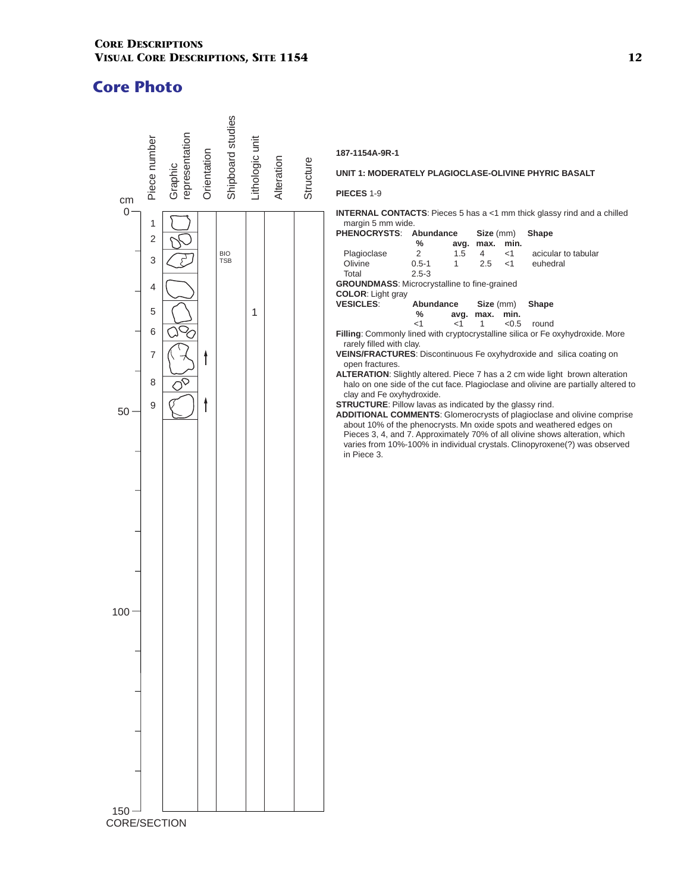## Core Photo

| cm | Piece number | Graphic representation | Orientation | Shipboard studies | Lithologic unit | Alteration | Structure |
|---|---|---|---|---|---|---|---|
| 0 | 1 | | | | | | |
| | 2 | | | | | | |
| | 3 | | | BIO TSB | | | |
| | 4 | | | | | | |
| | 5 | | | | 1 | | |
| | 6 | | | | | | |
| | 7 | | ↑ | | | | |
| | 8 | | | | | | |
| 50 | 9 | | ↑ | | | | |
| 100 | | | | | | | |
| 150 | | | | | | | |

CORE/SECTION

**187-1154A-9R-1**

**UNIT 1: MODERATELY PLAGIOCLASE-OLIVINE PHYRIC BASALT**

**PIECES** 1-9

**INTERNAL CONTACTS**: Pieces 5 has a <1 mm thick glassy rind and a chilled margin 5 mm wide.

**PHENOCRYSTS**:

| | Abundance % | Size (mm) avg. | max. | min. | Shape |
|---|---|---|---|---|---|
| Plagioclase | 2 | 1.5 | 4 | <1 | acicular to tabular |
| Olivine | 0.5-1 | 1 | 2.5 | <1 | euhedral |
| Total | 2.5-3 | | | | |

**GROUNDMASS**: Microcrystalline to fine-grained

**COLOR**: Light gray

**VESICLES**:

| Abundance % | Size (mm) avg. | max. | min. | Shape |
|---|---|---|---|---|
| <1 | <1 | 1 | <0.5 | round |

**Filling**: Commonly lined with cryptocrystalline silica or Fe oxyhydroxide. More rarely filled with clay.

**VEINS/FRACTURES**: Discontinuous Fe oxyhydroxide and silica coating on open fractures.

**ALTERATION**: Slightly altered. Piece 7 has a 2 cm wide light brown alteration halo on one side of the cut face. Plagioclase and olivine are partially altered to clay and Fe oxyhydroxide.

**STRUCTURE**: Pillow lavas as indicated by the glassy rind.

**ADDITIONAL COMMENTS**: Glomerocrysts of plagioclase and olivine comprise about 10% of the phenocrysts. Mn oxide spots and weathered edges on Pieces 3, 4, and 7. Approximately 70% of all olivine shows alteration, which varies from 10%-100% in individual crystals. Clinopyroxene(?) was observed in Piece 3.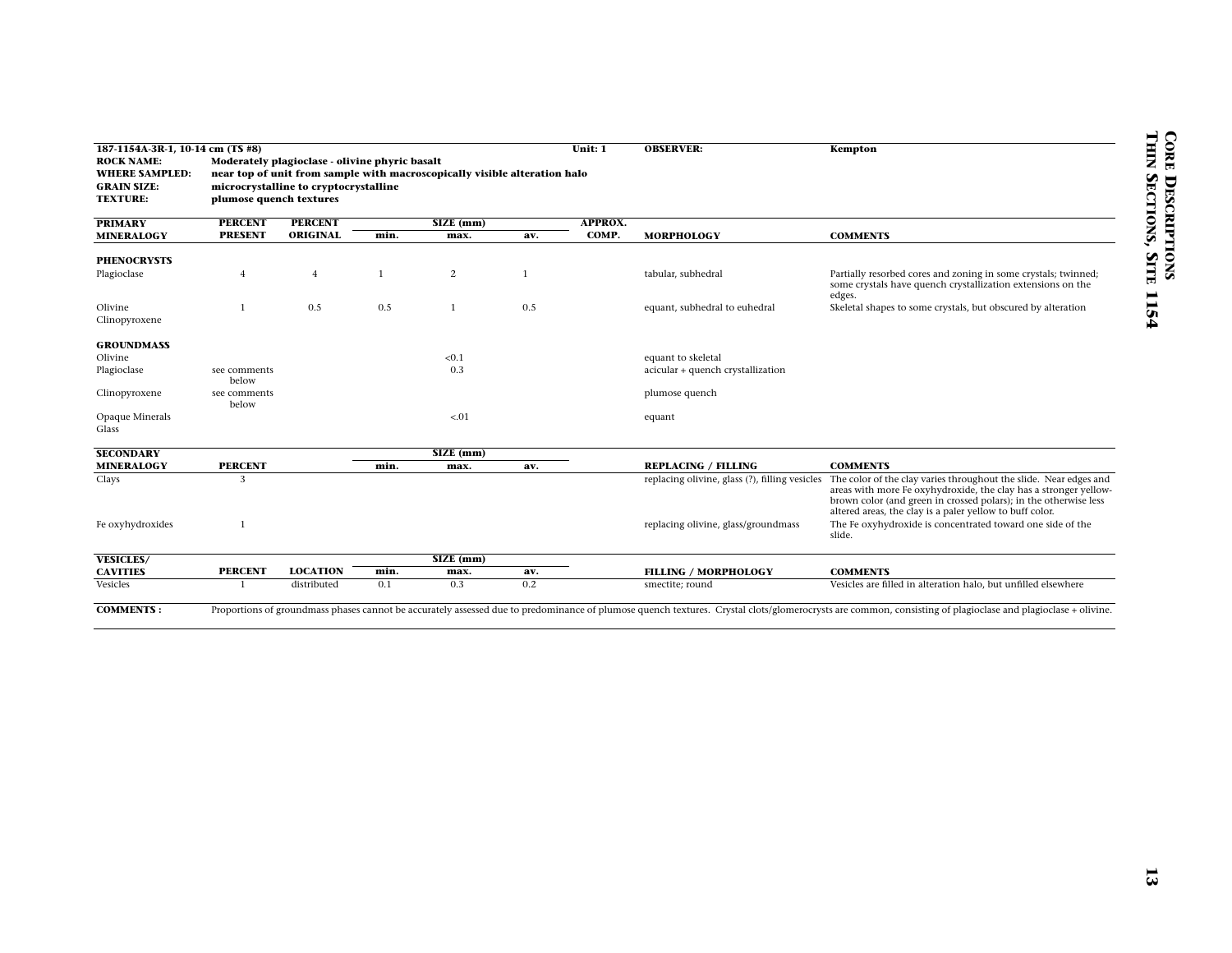**187-1154A-3R-1, 10-14 cm (TS #8)** **Unit: 1** **OBSERVER: Kempton**

**ROCK NAME:** Moderately plagioclase - olivine phyric basalt
**WHERE SAMPLED:** near top of unit from sample with macroscopically visible alteration halo
**GRAIN SIZE:** microcrystalline to cryptocrystalline
**TEXTURE:** plumose quench textures

| PRIMARY MINERALOGY | PERCENT PRESENT | PERCENT ORIGINAL | SIZE (mm) min. | SIZE (mm) max. | SIZE (mm) av. | APPROX. COMP. | MORPHOLOGY | COMMENTS |
|---|---|---|---|---|---|---|---|---|
| **PHENOCRYSTS** | | | | | | | | |
| Plagioclase | 4 | 4 | 1 | 2 | 1 | | tabular, subhedral | Partially resorbed cores and zoning in some crystals; twinned; some crystals have quench crystallization extensions on the edges. |
| Olivine | 1 | 0.5 | 0.5 | 1 | 0.5 | | equant, subhedral to euhedral | Skeletal shapes to some crystals, but obscured by alteration |
| Clinopyroxene | | | | | | | | |
| **GROUNDMASS** | | | | | | | | |
| Olivine | | | | <0.1 | | | equant to skeletal | |
| Plagioclase | see comments below | | | 0.3 | | | acicular + quench crystallization | |
| Clinopyroxene | see comments below | | | | | | plumose quench | |
| Opaque Minerals | | | | <.01 | | | equant | |
| Glass | | | | | | | | |

| SECONDARY MINERALOGY | PERCENT | SIZE (mm) min. | SIZE (mm) max. | SIZE (mm) av. | REPLACING / FILLING | COMMENTS |
|---|---|---|---|---|---|---|
| Clays | 3 | | | | replacing olivine, glass (?), filling vesicles | The color of the clay varies throughout the slide. Near edges and areas with more Fe oxyhydroxide, the clay has a stronger yellow-brown color (and green in crossed polars); in the otherwise less altered areas, the clay is a paler yellow to buff color. |
| Fe oxyhydroxides | 1 | | | | replacing olivine, glass/groundmass | The Fe oxyhydroxide is concentrated toward one side of the slide. |

| VESICLES/ CAVITIES | PERCENT | LOCATION | SIZE (mm) min. | SIZE (mm) max. | SIZE (mm) av. | FILLING / MORPHOLOGY | COMMENTS |
|---|---|---|---|---|---|---|---|
| Vesicles | 1 | distributed | 0.1 | 0.3 | 0.2 | smectite; round | Vesicles are filled in alteration halo, but unfilled elsewhere |

**COMMENTS :** Proportions of groundmass phases cannot be accurately assessed due to predominance of plumose quench textures. Crystal clots/glomerocrysts are common, consisting of plagioclase and plagioclase + olivine.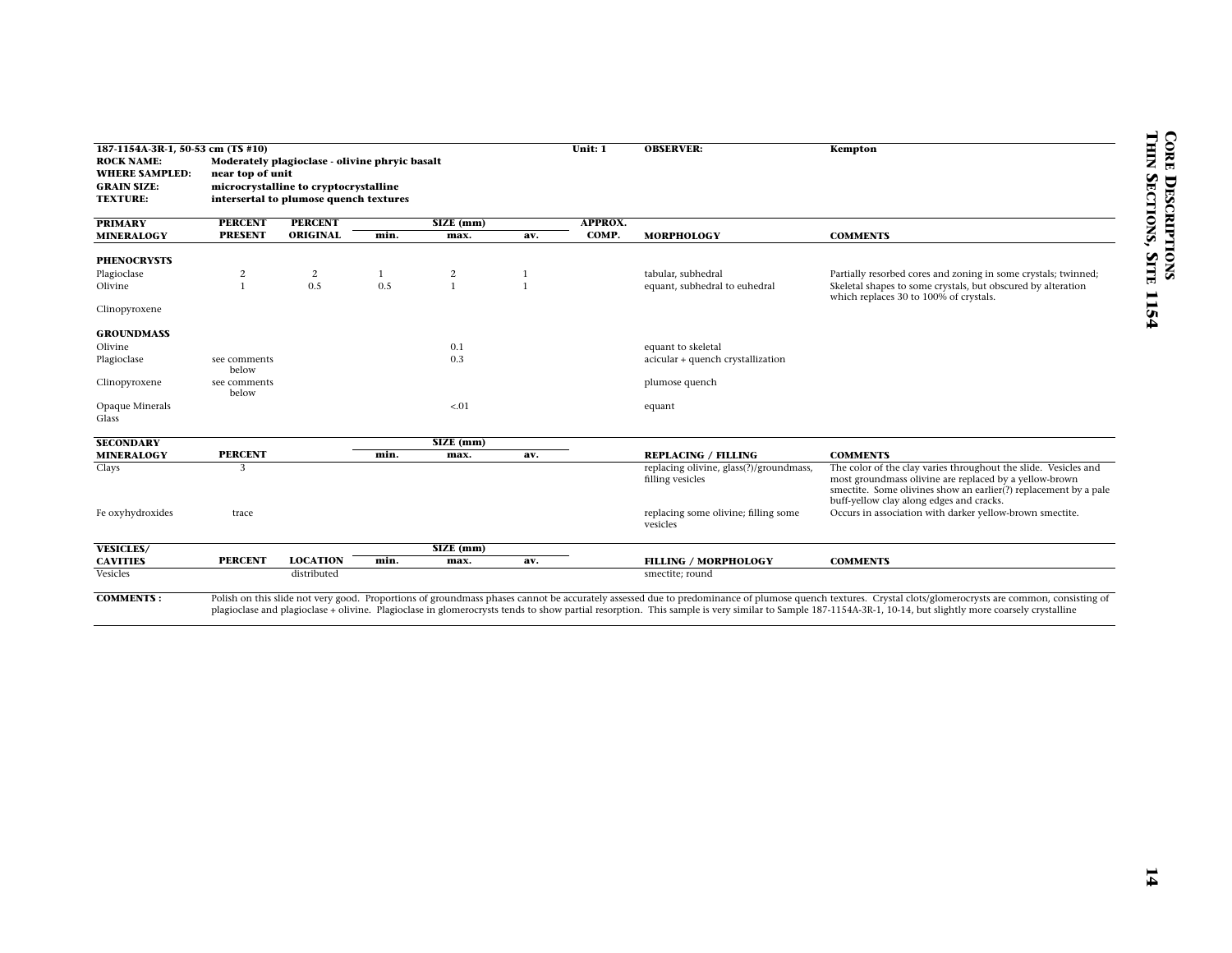**187-1154A-3R-1, 50-53 cm (TS #10)** **Unit: 1** **OBSERVER:** Kempton

**ROCK NAME:** Moderately plagioclase - olivine phyric basalt
**WHERE SAMPLED:** near top of unit
**GRAIN SIZE:** microcrystalline to cryptocrystalline
**TEXTURE:** intersertal to plumose quench textures

| PRIMARY MINERALOGY | PERCENT PRESENT | PERCENT ORIGINAL | SIZE (mm) min. | SIZE (mm) max. | SIZE (mm) av. | APPROX. COMP. | MORPHOLOGY | COMMENTS |
|---|---|---|---|---|---|---|---|---|
| **PHENOCRYSTS** | | | | | | | | |
| Plagioclase | 2 | 2 | 1 | 2 | 1 | | tabular, subhedral | Partially resorbed cores and zoning in some crystals; twinned; |
| Olivine | 1 | 0.5 | 0.5 | 1 | 1 | | equant, subhedral to euhedral | Skeletal shapes to some crystals, but obscured by alteration which replaces 30 to 100% of crystals. |
| Clinopyroxene | | | | | | | | |
| **GROUNDMASS** | | | | | | | | |
| Olivine | | | | 0.1 | | | equant to skeletal | |
| Plagioclase | see comments below | | | 0.3 | | | acicular + quench crystallization | |
| Clinopyroxene | see comments below | | | | | | plumose quench | |
| Opaque Minerals | | | | <.01 | | | equant | |
| Glass | | | | | | | | |

| SECONDARY MINERALOGY | PERCENT | SIZE (mm) min. | SIZE (mm) max. | SIZE (mm) av. | REPLACING / FILLING | COMMENTS |
|---|---|---|---|---|---|---|
| Clays | 3 | | | | replacing olivine, glass(?)/groundmass, filling vesicles | The color of the clay varies throughout the slide. Vesicles and most groundmass olivine are replaced by a yellow-brown smectite. Some olivines show an earlier(?) replacement by a pale buff-yellow clay along edges and cracks. |
| Fe oxyhydroxides | trace | | | | replacing some olivine; filling some vesicles | Occurs in association with darker yellow-brown smectite. |

| VESICLES/ CAVITIES | PERCENT | LOCATION | SIZE (mm) min. | SIZE (mm) max. | SIZE (mm) av. | FILLING / MORPHOLOGY | COMMENTS |
|---|---|---|---|---|---|---|---|
| Vesicles | | distributed | | | | smectite; round | |

**COMMENTS:** Polish on this slide not very good. Proportions of groundmass phases cannot be accurately assessed due to predominance of plumose quench textures. Crystal clots/glomerocrysts are common, consisting of plagioclase and plagioclase + olivine. Plagioclase in glomerocrysts tends to show partial resorption. This sample is very similar to Sample 187-1154A-3R-1, 10-14, but slightly more coarsely crystalline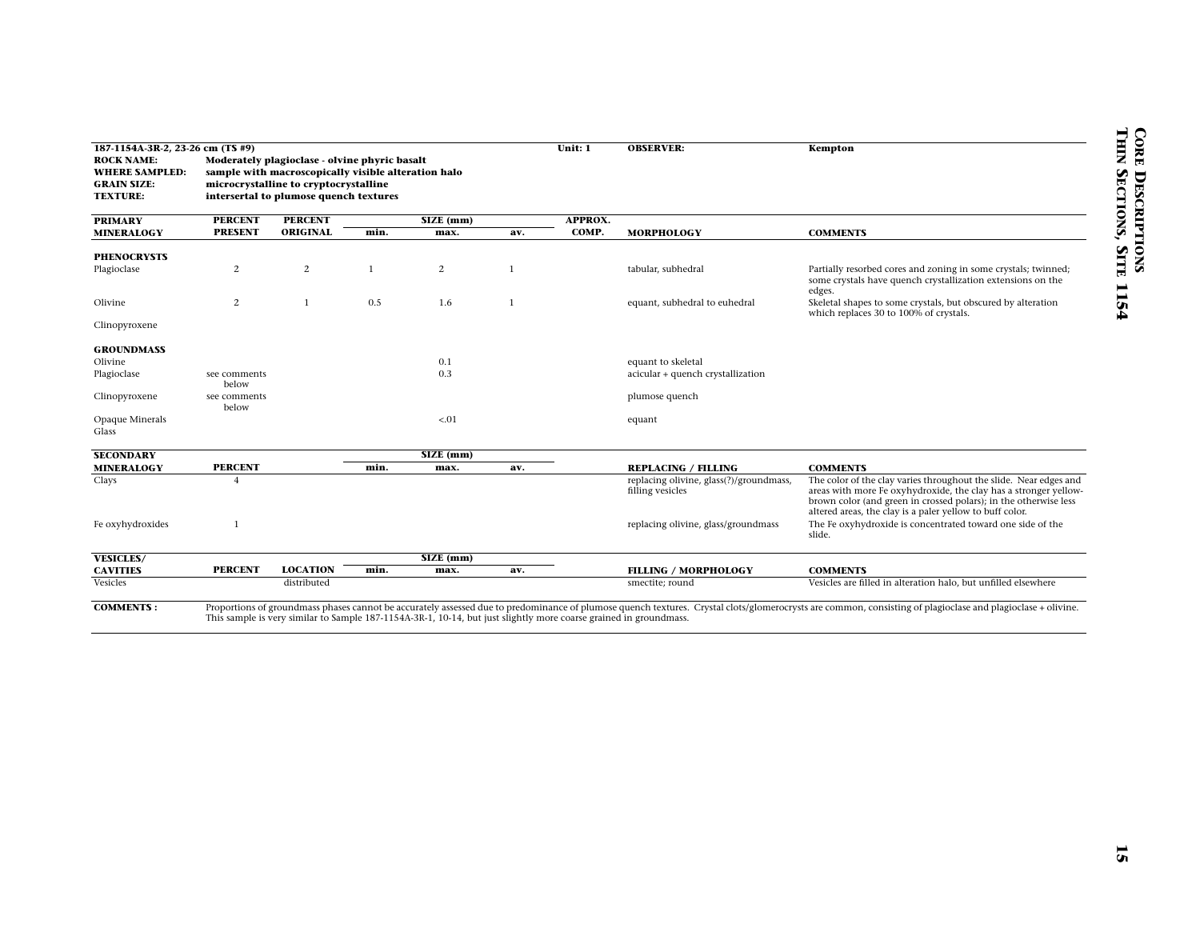**187-1154A-3R-2, 23-26 cm (TS #9)** | **Unit: 1** | **OBSERVER:** Kempton

**ROCK NAME:** Moderately plagioclase - olvine phyric basalt
**WHERE SAMPLED:** sample with macroscopically visible alteration halo
**GRAIN SIZE:** microcrystalline to cryptocrystalline
**TEXTURE:** intersertal to plumose quench textures

| PRIMARY MINERALOGY | PERCENT PRESENT | PERCENT ORIGINAL | SIZE (mm) min. | SIZE (mm) max. | SIZE (mm) av. | APPROX. COMP. | MORPHOLOGY | COMMENTS |
|---|---|---|---|---|---|---|---|---|
| **PHENOCRYSTS** | | | | | | | | |
| Plagioclase | 2 | 2 | 1 | 2 | 1 | | tabular, subhedral | Partially resorbed cores and zoning in some crystals; twinned; some crystals have quench crystallization extensions on the edges. |
| Olivine | 2 | 1 | 0.5 | 1.6 | 1 | | equant, subhedral to euhedral | Skeletal shapes to some crystals, but obscured by alteration which replaces 30 to 100% of crystals. |
| Clinopyroxene | | | | | | | | |
| **GROUNDMASS** | | | | | | | | |
| Olivine | | | | 0.1 | | | equant to skeletal | |
| Plagioclase | see comments below | | | 0.3 | | | acicular + quench crystallization | |
| Clinopyroxene | see comments below | | | | | | plumose quench | |
| Opaque Minerals | | | | <.01 | | | equant | |
| Glass | | | | | | | | |

| SECONDARY MINERALOGY | PERCENT | SIZE (mm) min. | SIZE (mm) max. | SIZE (mm) av. | REPLACING / FILLING | COMMENTS |
|---|---|---|---|---|---|---|
| Clays | 4 | | | | replacing olivine, glass(?)/groundmass, filling vesicles | The color of the clay varies throughout the slide. Near edges and areas with more Fe oxyhydroxide, the clay has a stronger yellow-brown color (and green in crossed polars); in the otherwise less altered areas, the clay is a paler yellow to buff color. |
| Fe oxyhydroxides | 1 | | | | replacing olivine, glass/groundmass | The Fe oxyhydroxide is concentrated toward one side of the slide. |

| VESICLES/ CAVITIES | PERCENT | LOCATION | SIZE (mm) min. | SIZE (mm) max. | SIZE (mm) av. | FILLING / MORPHOLOGY | COMMENTS |
|---|---|---|---|---|---|---|---|
| Vesicles | | distributed | | | | smectite; round | Vesicles are filled in alteration halo, but unfilled elsewhere |

**COMMENTS:** Proportions of groundmass phases cannot be accurately assessed due to predominance of plumose quench textures. Crystal clots/glomerocrysts are common, consisting of plagioclase and plagioclase + olivine. This sample is very similar to Sample 187-1154A-3R-1, 10-14, but just slightly more coarse grained in groundmass.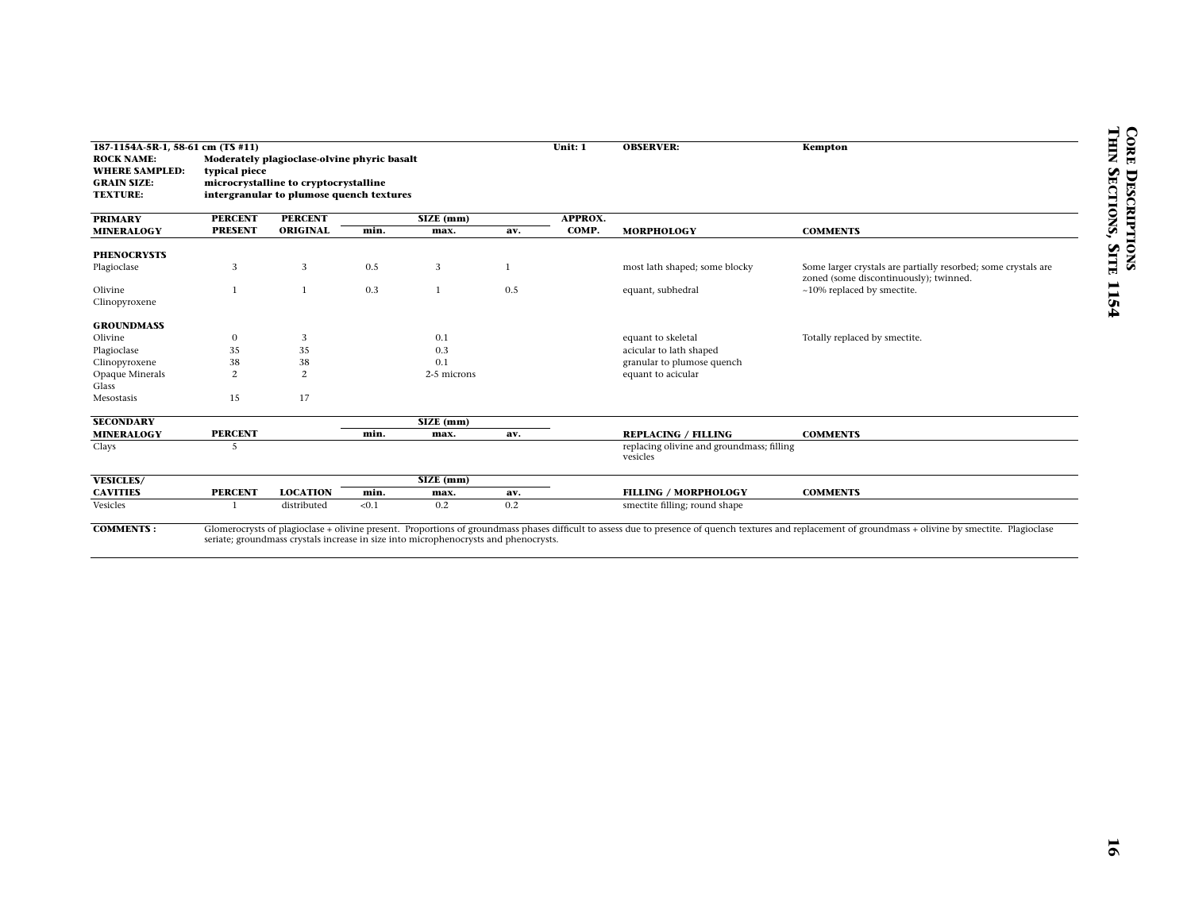**187-1154A-5R-1, 58-61 cm (TS #11)** **Unit: 1** **OBSERVER: Kempton**

**ROCK NAME:** Moderately plagioclase-olvine phyric basalt
**WHERE SAMPLED:** typical piece
**GRAIN SIZE:** microcrystalline to cryptocrystalline
**TEXTURE:** intergranular to plumose quench textures

| PRIMARY MINERALOGY | PERCENT PRESENT | PERCENT ORIGINAL | SIZE (mm) min. | SIZE (mm) max. | SIZE (mm) av. | APPROX. COMP. | MORPHOLOGY | COMMENTS |
|---|---|---|---|---|---|---|---|---|
| **PHENOCRYSTS** | | | | | | | | |
| Plagioclase | 3 | 3 | 0.5 | 3 | 1 | | most lath shaped; some blocky | Some larger crystals are partially resorbed; some crystals are zoned (some discontinuously); twinned. |
| Olivine | 1 | 1 | 0.3 | 1 | 0.5 | | equant, subhedral | ~10% replaced by smectite. |
| Clinopyroxene | | | | | | | | |
| **GROUNDMASS** | | | | | | | | |
| Olivine | 0 | 3 | | 0.1 | | | equant to skeletal | Totally replaced by smectite. |
| Plagioclase | 35 | 35 | | 0.3 | | | acicular to lath shaped | |
| Clinopyroxene | 38 | 38 | | 0.1 | | | granular to plumose quench | |
| Opaque Minerals | 2 | 2 | | 2-5 microns | | | equant to acicular | |
| Glass | | | | | | | | |
| Mesostasis | 15 | 17 | | | | | | |

| SECONDARY MINERALOGY | PERCENT | SIZE (mm) min. | SIZE (mm) max. | SIZE (mm) av. | REPLACING / FILLING | COMMENTS |
|---|---|---|---|---|---|---|
| Clays | 5 | | | | replacing olivine and groundmass; filling vesicles | |

| VESICLES/ CAVITIES | PERCENT | LOCATION | SIZE (mm) min. | SIZE (mm) max. | SIZE (mm) av. | FILLING / MORPHOLOGY | COMMENTS |
|---|---|---|---|---|---|---|---|
| Vesicles | 1 | distributed | <0.1 | 0.2 | 0.2 | smectite filling; round shape | |

**COMMENTS:** Glomerocrysts of plagioclase + olivine present. Proportions of groundmass phases difficult to assess due to presence of quench textures and replacement of groundmass + olivine by smectite. Plagioclase seriate; groundmass crystals increase in size into microphenocrysts and phenocrysts.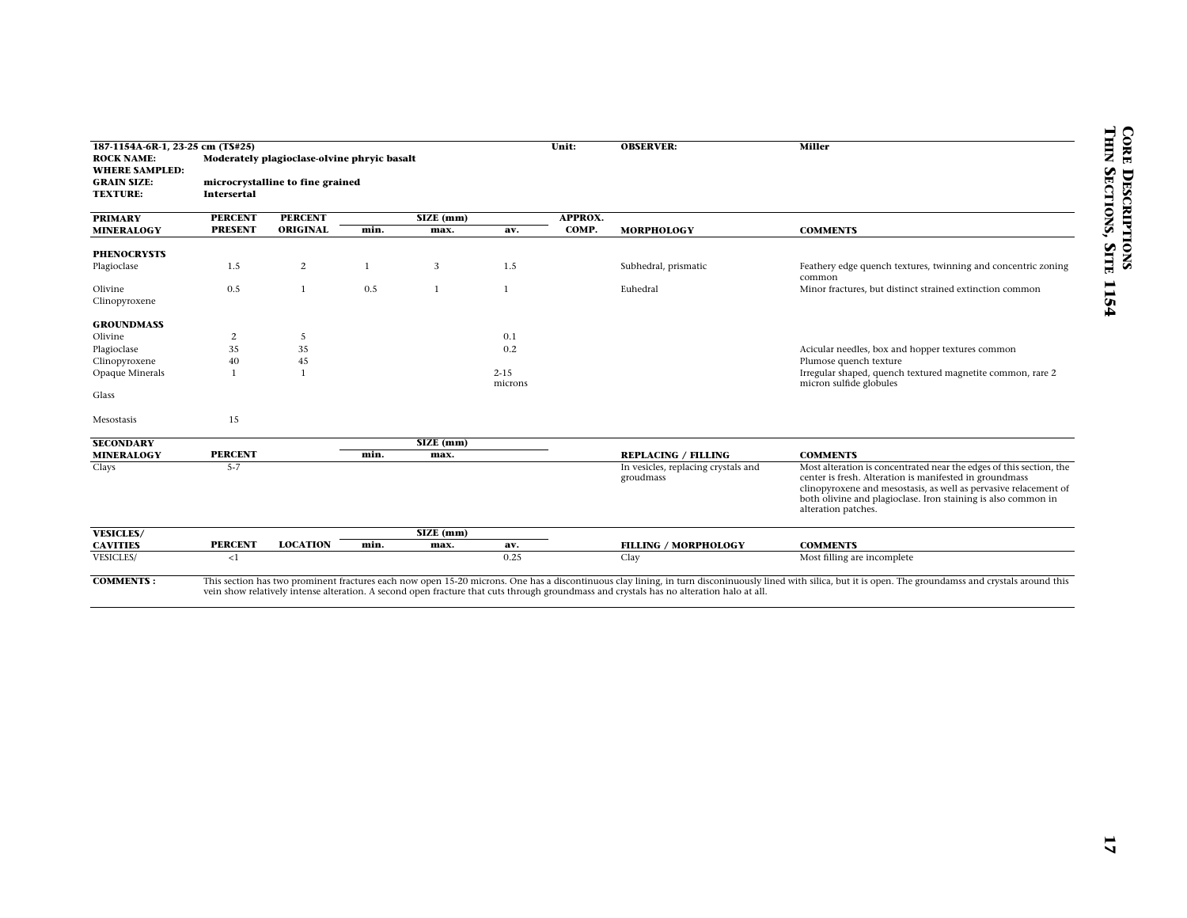**187-1154A-6R-1, 23-25 cm (TS#25)** | **Unit:** | **OBSERVER:** **Miller**

**ROCK NAME:** Moderately plagioclase-olvine phryic basalt
**WHERE SAMPLED:**
**GRAIN SIZE:** microcrystalline to fine grained
**TEXTURE:** Intersertal

| PRIMARY MINERALOGY | PERCENT PRESENT | PERCENT ORIGINAL | SIZE (mm) min. | SIZE (mm) max. | SIZE (mm) av. | APPROX. COMP. | MORPHOLOGY | COMMENTS |
|---|---|---|---|---|---|---|---|---|
| **PHENOCRYSTS** | | | | | | | | |
| Plagioclase | 1.5 | 2 | 1 | 3 | 1.5 | | Subhedral, prismatic | Feathery edge quench textures, twinning and concentric zoning common |
| Olivine | 0.5 | 1 | 0.5 | 1 | 1 | | Euhedral | Minor fractures, but distinct strained extinction common |
| Clinopyroxene | | | | | | | | |
| **GROUNDMASS** | | | | | | | | |
| Olivine | 2 | 5 | | | 0.1 | | | |
| Plagioclase | 35 | 35 | | | 0.2 | | | Acicular needles, box and hopper textures common |
| Clinopyroxene | 40 | 45 | | | | | | Plumose quench texture |
| Opaque Minerals | 1 | 1 | | | 2-15 microns | | | Irregular shaped, quench textured magnetite common, rare 2 micron sulfide globules |
| Glass | | | | | | | | |
| Mesostasis | 15 | | | | | | | |

| SECONDARY MINERALOGY | PERCENT | SIZE (mm) min. | SIZE (mm) max. | REPLACING / FILLING | COMMENTS |
|---|---|---|---|---|---|
| Clays | 5-7 | | | In vesicles, replacing crystals and groudmass | Most alteration is concentrated near the edges of this section, the center is fresh. Alteration is manifested in groundmass clinopyroxene and mesostasis, as well as pervasive relacement of both olivine and plagioclase. Iron staining is also common in alteration patches. |

| VESICLES/ CAVITIES | PERCENT | LOCATION | SIZE (mm) min. | SIZE (mm) max. | SIZE (mm) av. | FILLING / MORPHOLOGY | COMMENTS |
|---|---|---|---|---|---|---|---|
| VESICLES/ | <1 | | | | 0.25 | Clay | Most filling are incomplete |

**COMMENTS :** This section has two prominent fractures each now open 15-20 microns. One has a discontinuous clay lining, in turn disconinuously lined with silica, but it is open. The groundamss and crystals around this vein show relatively intense alteration. A second open fracture that cuts through groundmass and crystals has no alteration halo at all.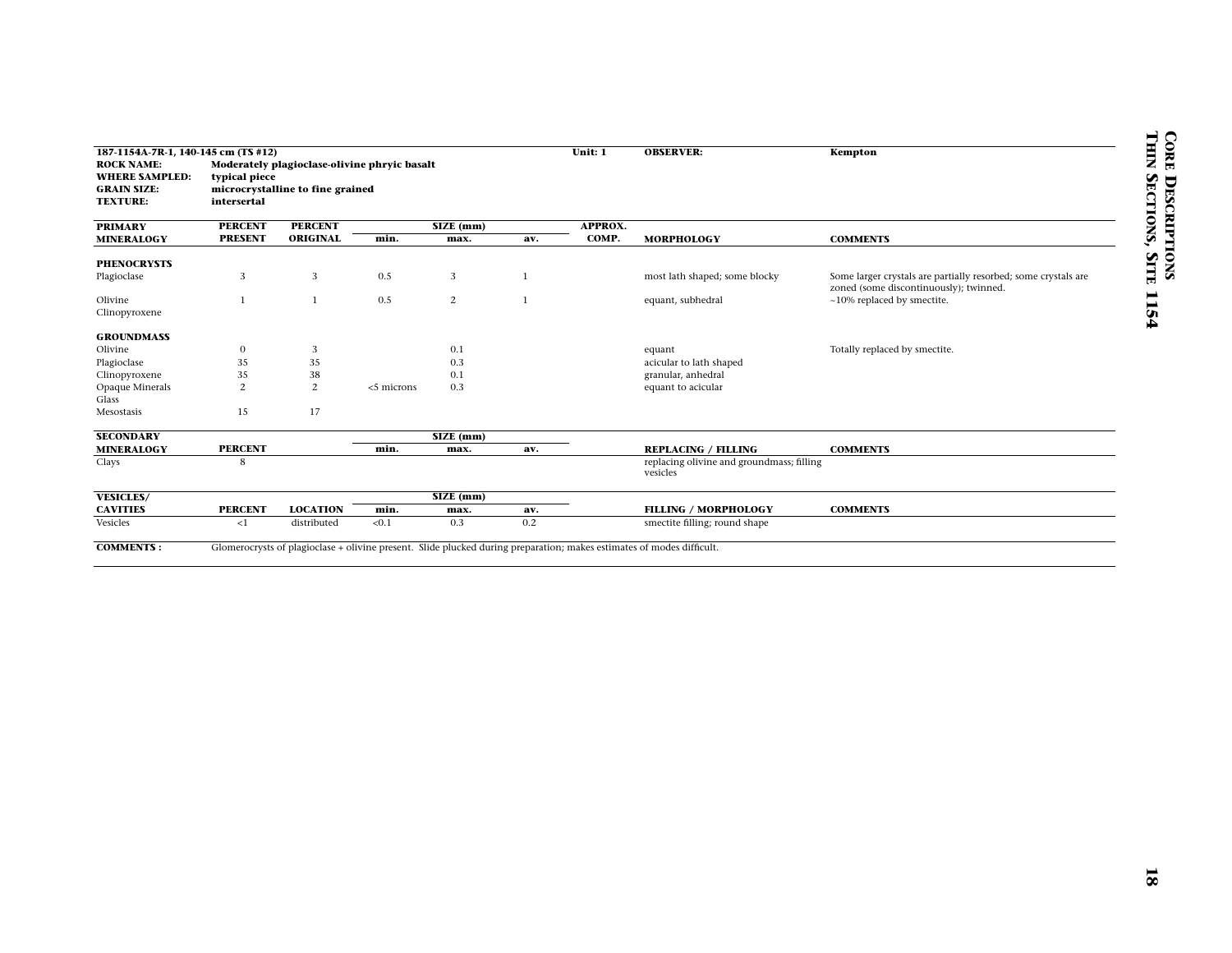**187-1154A-7R-1, 140-145 cm (TS #12)** **Unit: 1** **OBSERVER:** **Kempton**

**ROCK NAME:** **Moderately plagioclase-olivine phyric basalt**
**WHERE SAMPLED:** **typical piece**
**GRAIN SIZE:** **microcrystalline to fine grained**
**TEXTURE:** **intersertal**

| PRIMARY MINERALOGY | PERCENT PRESENT | PERCENT ORIGINAL | SIZE (mm) min. | SIZE (mm) max. | SIZE (mm) av. | APPROX. COMP. | MORPHOLOGY | COMMENTS |
|---|---|---|---|---|---|---|---|---|
| **PHENOCRYSTS** | | | | | | | | |
| Plagioclase | 3 | 3 | 0.5 | 3 | 1 | | most lath shaped; some blocky | Some larger crystals are partially resorbed; some crystals are zoned (some discontinuously); twinned. |
| Olivine | 1 | 1 | 0.5 | 2 | 1 | | equant, subhedral | ~10% replaced by smectite. |
| Clinopyroxene | | | | | | | | |
| **GROUNDMASS** | | | | | | | | |
| Olivine | 0 | 3 | | 0.1 | | | equant | Totally replaced by smectite. |
| Plagioclase | 35 | 35 | | 0.3 | | | acicular to lath shaped | |
| Clinopyroxene | 35 | 38 | | 0.1 | | | granular, anhedral | |
| Opaque Minerals | 2 | 2 | <5 microns | 0.3 | | | equant to acicular | |
| Glass | | | | | | | | |
| Mesostasis | 15 | 17 | | | | | | |

| SECONDARY MINERALOGY | PERCENT | SIZE (mm) min. | SIZE (mm) max. | SIZE (mm) av. | REPLACING / FILLING | COMMENTS |
|---|---|---|---|---|---|---|
| Clays | 8 | | | | replacing olivine and groundmass; filling vesicles | |

| VESICLES/ CAVITIES | PERCENT | LOCATION | SIZE (mm) min. | SIZE (mm) max. | SIZE (mm) av. | FILLING / MORPHOLOGY | COMMENTS |
|---|---|---|---|---|---|---|---|
| Vesicles | <1 | distributed | <0.1 | 0.3 | 0.2 | smectite filling; round shape | |

**COMMENTS :** Glomerocrysts of plagioclase + olivine present. Slide plucked during preparation; makes estimates of modes difficult.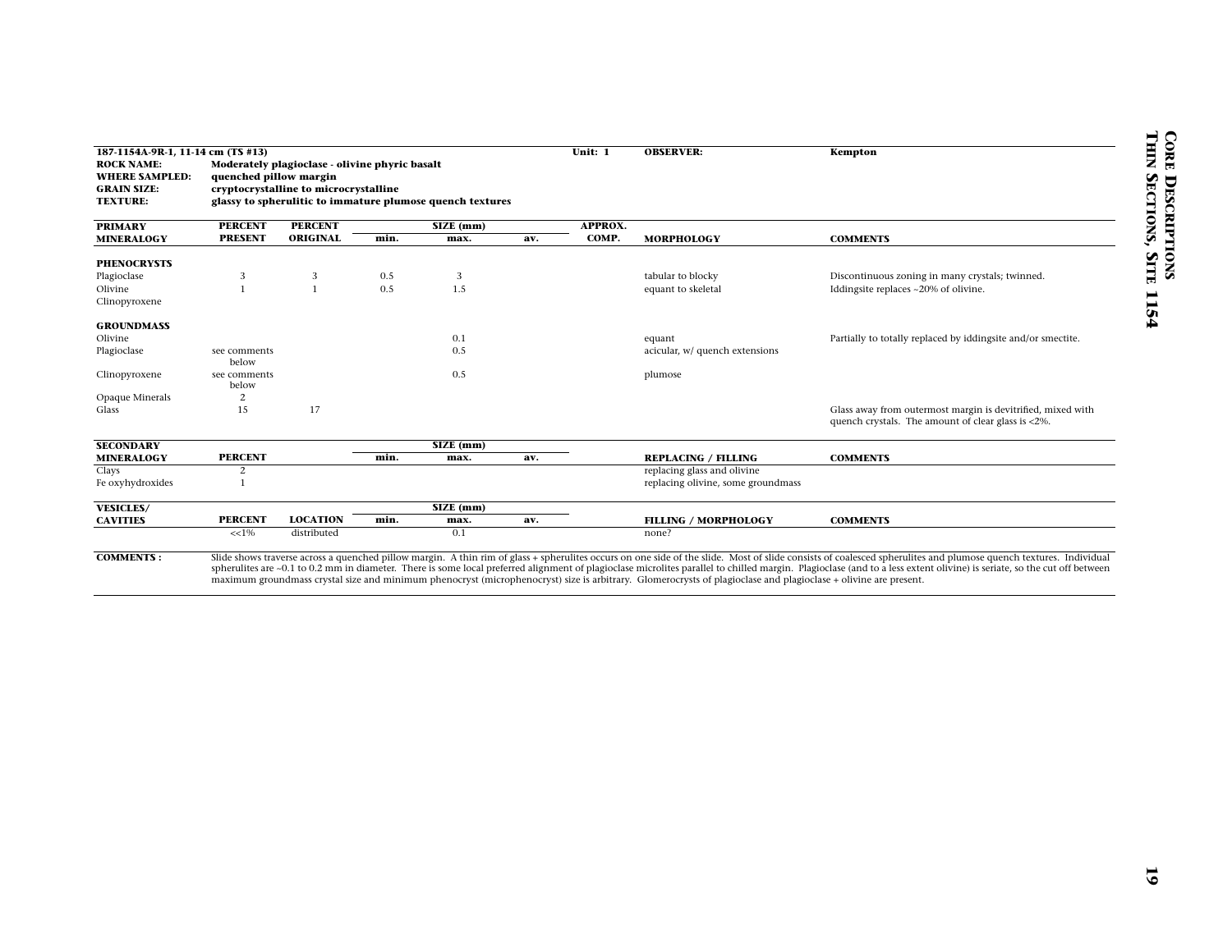**187-1154A-9R-1, 11-14 cm (TS #13)** **Unit: 1** **OBSERVER: Kempton**

**ROCK NAME:** Moderately plagioclase - olivine phyric basalt
**WHERE SAMPLED:** quenched pillow margin
**GRAIN SIZE:** cryptocrystalline to microcrystalline
**TEXTURE:** glassy to spherulitic to immature plumose quench textures

| PRIMARY MINERALOGY | PERCENT PRESENT | PERCENT ORIGINAL | SIZE (mm) min. | max. | av. | APPROX. COMP. | MORPHOLOGY | COMMENTS |
|---|---|---|---|---|---|---|---|---|
| **PHENOCRYSTS** | | | | | | | | |
| Plagioclase | 3 | 3 | 0.5 | 3 | | | tabular to blocky | Discontinuous zoning in many crystals; twinned. |
| Olivine | 1 | 1 | 0.5 | 1.5 | | | equant to skeletal | Iddingsite replaces ~20% of olivine. |
| Clinopyroxene | | | | | | | | |
| **GROUNDMASS** | | | | | | | | |
| Olivine | | | | 0.1 | | | equant | Partially to totally replaced by iddingsite and/or smectite. |
| Plagioclase | see comments below | | | 0.5 | | | acicular, w/ quench extensions | |
| Clinopyroxene | see comments below | | | 0.5 | | | plumose | |
| Opaque Minerals | 2 | | | | | | | |
| Glass | 15 | 17 | | | | | | Glass away from outermost margin is devitrified, mixed with quench crystals. The amount of clear glass is <2%. |

| SECONDARY MINERALOGY | PERCENT | SIZE (mm) min. | max. | av. | REPLACING / FILLING | COMMENTS |
|---|---|---|---|---|---|---|
| Clays | 2 | | | | replacing glass and olivine | |
| Fe oxyhydroxides | 1 | | | | replacing olivine, some groundmass | |

| VESICLES/ CAVITIES | PERCENT | LOCATION | SIZE (mm) min. | max. | av. | FILLING / MORPHOLOGY | COMMENTS |
|---|---|---|---|---|---|---|---|
| | <<1% | distributed | | 0.1 | | none? | |

**COMMENTS :** Slide shows traverse across a quenched pillow margin. A thin rim of glass + spherulites occurs on one side of the slide. Most of slide consists of coalesced spherulites and plumose quench textures. Individual spherulites are ~0.1 to 0.2 mm in diameter. There is some local preferred alignment of plagioclase microlites parallel to chilled margin. Plagioclase (and to a less extent olivine) is seriate, so the cut off between maximum groundmass crystal size and minimum phenocryst (microphenocryst) size is arbitrary. Glomerocrysts of plagioclase and plagioclase + olivine are present.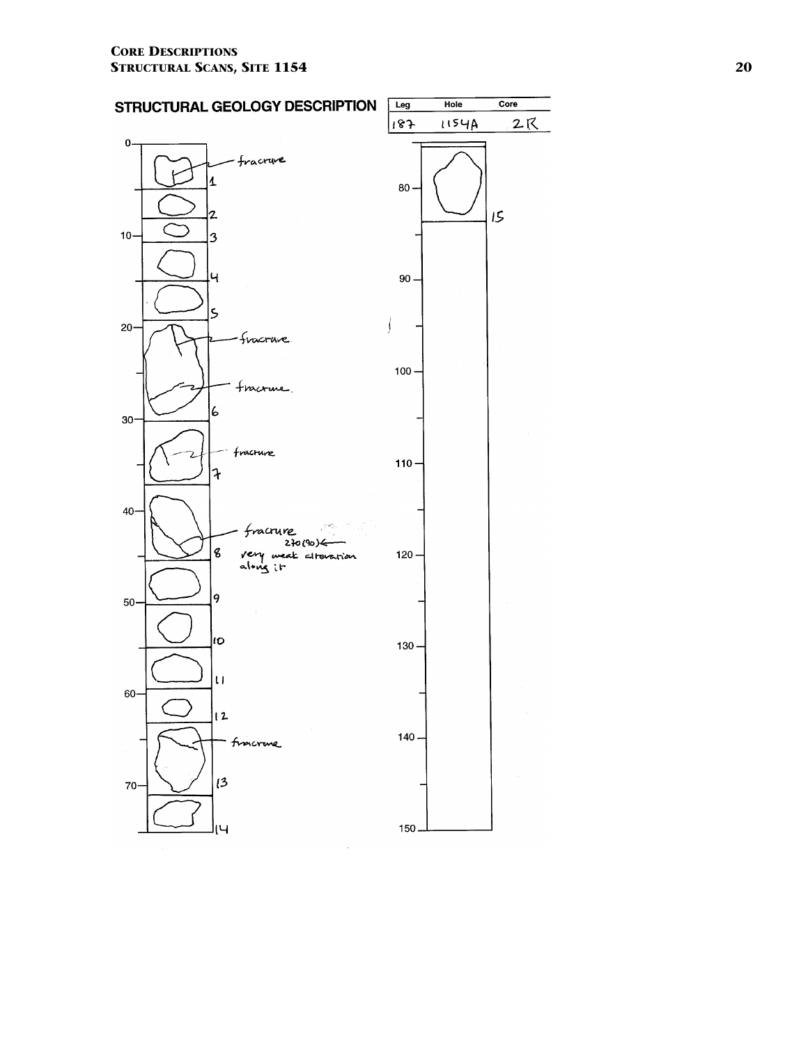# STRUCTURAL GEOLOGY DESCRIPTION

| Leg | Hole | Core |
|---|---|---|
| 187 | 1154A | 2R |

0 — fracture — 1

2

10 — 3

4

5

20 — fracture

fracture

30 — 6

fracture

7

40 —

fracture
270(90)←
very weak alteration along it

8

50 — 9

10

60 — 11

12

fracture

70 — 13

14

80 —

15

90 —

100 —

110 —

120 —

130 —

140 —

150 —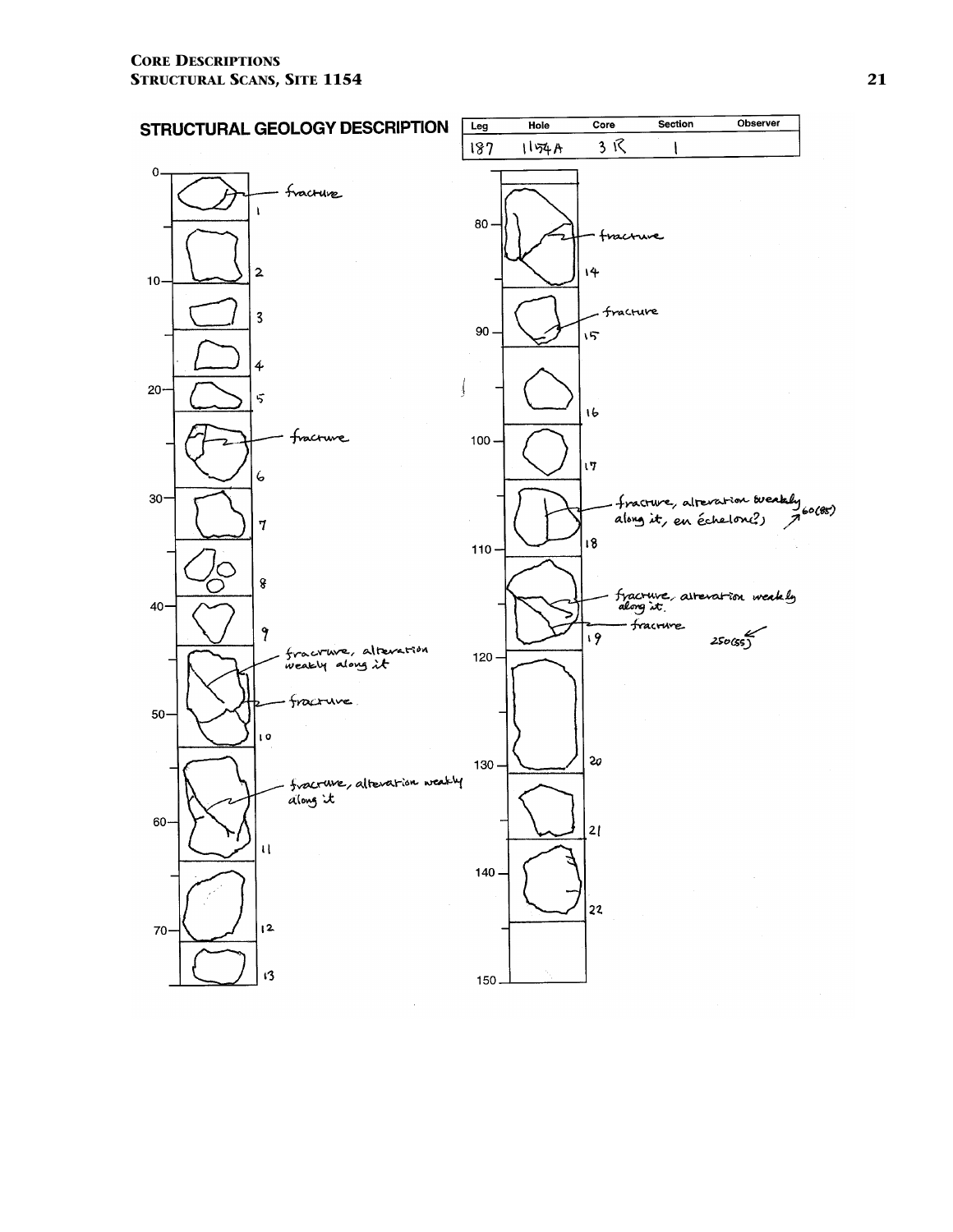## STRUCTURAL GEOLOGY DESCRIPTION

| Leg | Hole | Core | Section | Observer |
|---|---|---|---|---|
| 187 | 1154A | 3R | 1 | |

1 — fracture

2

3

4

5

6 — fracture

7

8

9

10 — fracture, alteration weakly along it; fracture

11 — fracture, alteration weakly along it

12

13

14 — fracture

15 — fracture

16

17

18 — fracture, alteration weakly along it, en échelon(?) 60(85)

19 — fracture, alteration weakly along it; fracture 250(55)

20

21

22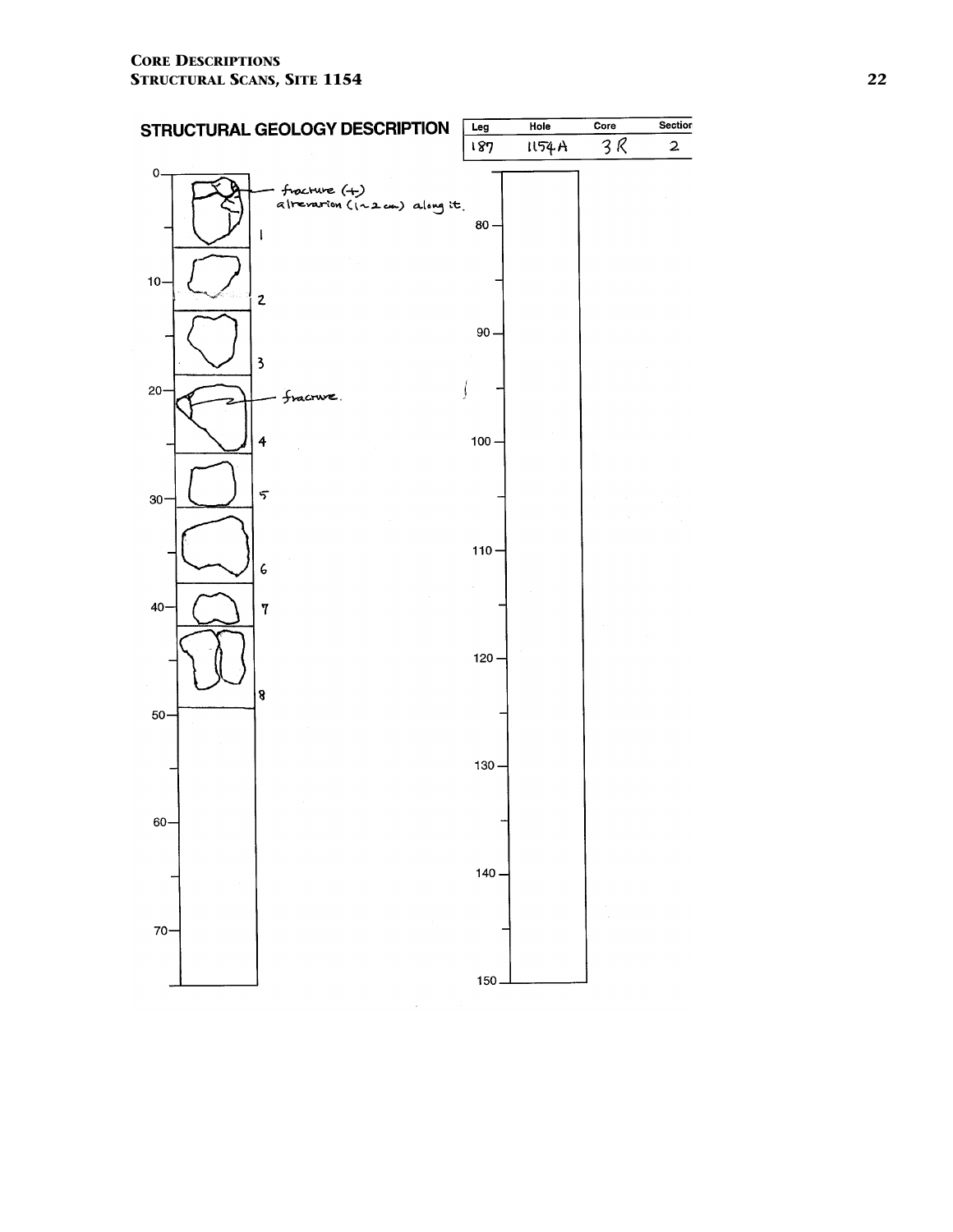## STRUCTURAL GEOLOGY DESCRIPTION

| Leg | Hole | Core | Section |
|---|---|---|---|
| 187 | 1154A | 3R | 2 |

0 — fracture (+) alteration (1~2 cm) along it.

Pieces: 1, 2, 3, 4, 5, 6, 7, 8

20 — fracture.

Depth scale: 0, 10, 20, 30, 40, 50, 60, 70, 80, 90, 100, 110, 120, 130, 140, 150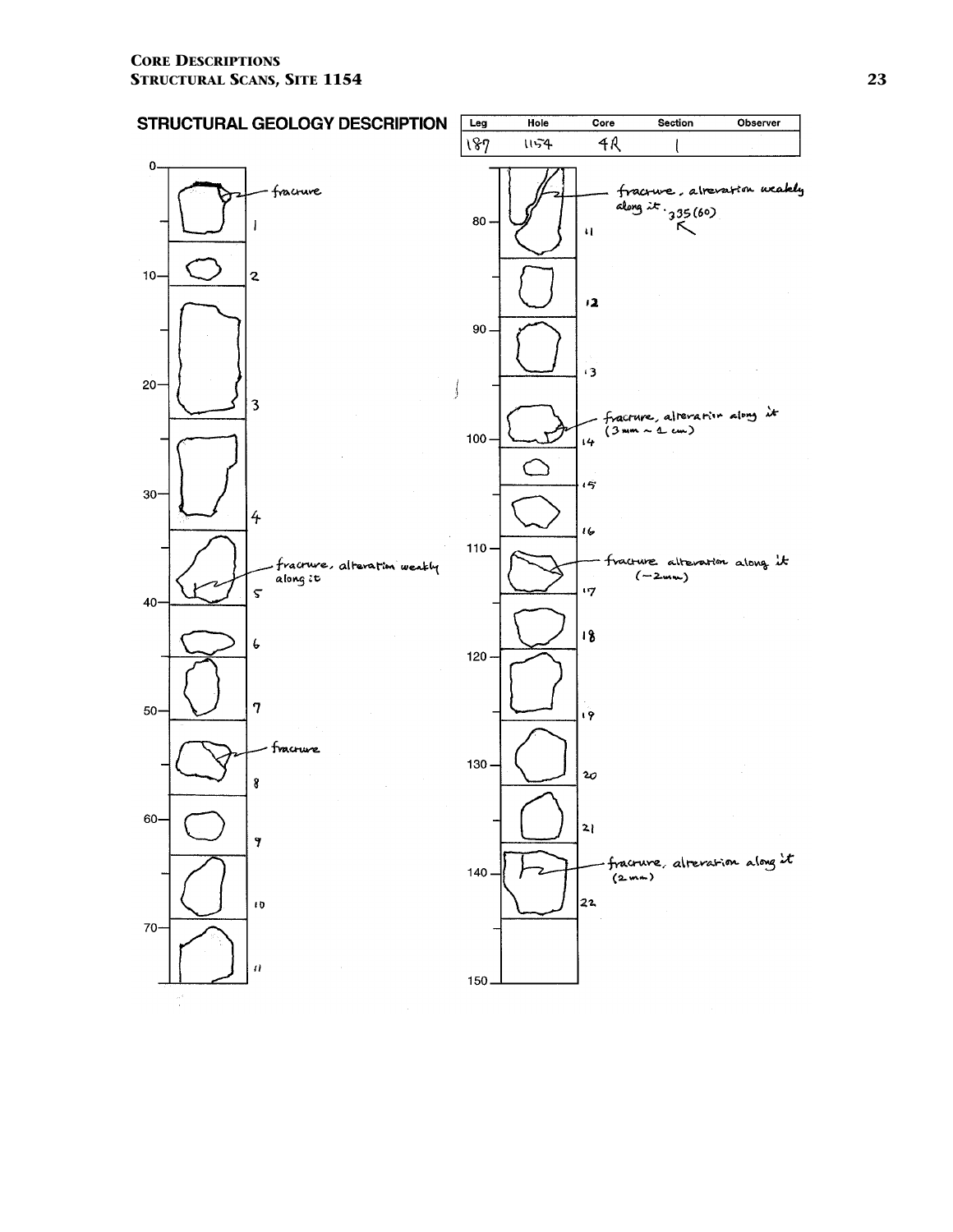## STRUCTURAL GEOLOGY DESCRIPTION

| Leg | Hole | Core | Section | Observer |
|---|---|---|---|---|
| 187 | 1154 | 4R | 1 | |

- Piece 1 (~0–8 cm): fracture
- Piece 5 (~37 cm): fracture, alteration weakly along it
- Piece 8 (~54 cm): fracture
- Piece 11 (~77 cm): fracture, alteration weakly along it. 335(60)
- Piece 14 (~99 cm): fracture, alteration along it (3 mm ~ 1 cm)
- Piece 17 (~113 cm): fracture alteration along it (~2 mm)
- Piece 22 (~139 cm): fracture, alteration along it (2 mm)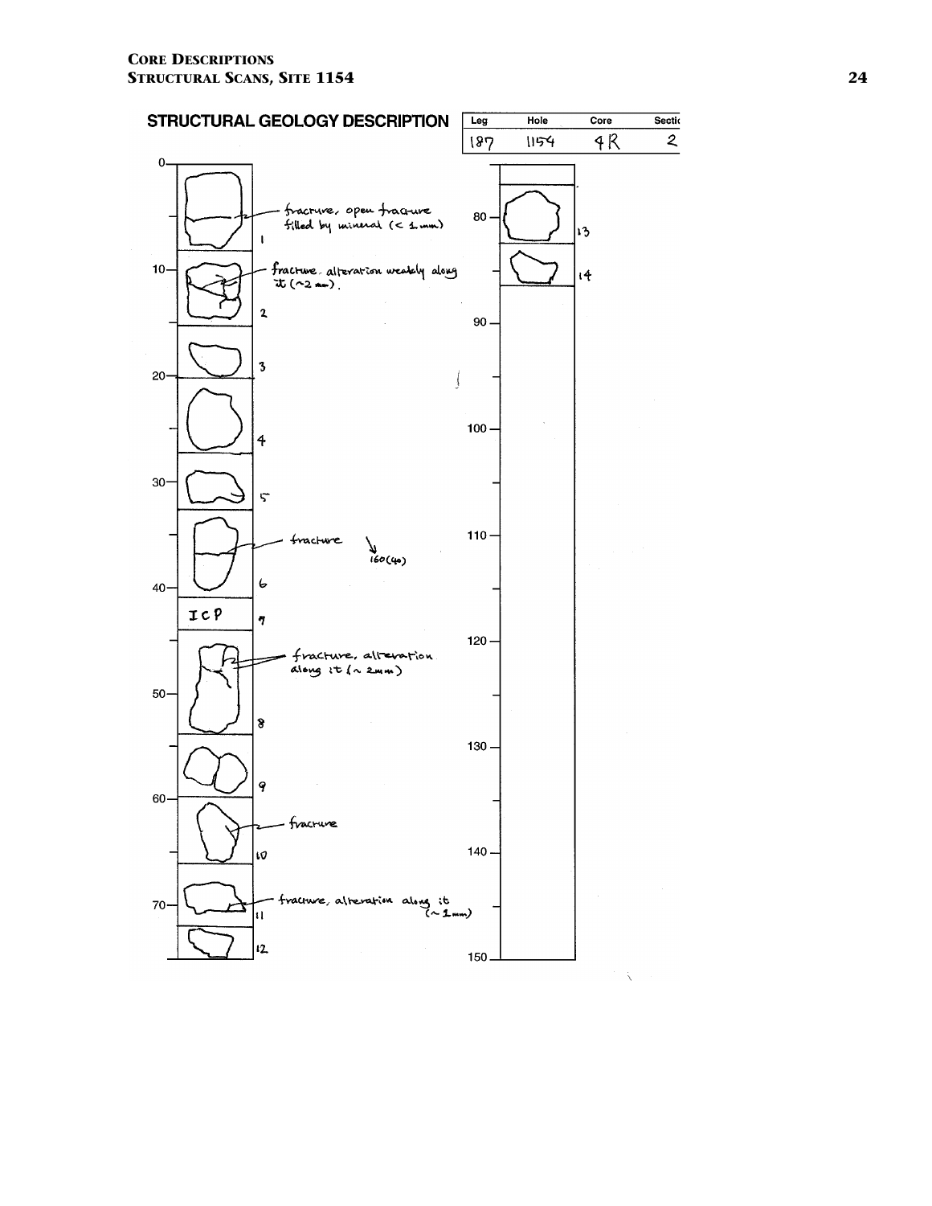# STRUCTURAL GEOLOGY DESCRIPTION

| Leg | Hole | Core | Section |
|---|---|---|---|
| 187 | 1154 | 4R | 2 |

0 – fracture, open fracture filled by mineral (< 1 mm) — 1

10 – fracture. alteration weakly along it (~2 mm). — 2

3

20

4

30

5

fracture 160(40) — 6

40

ICP — 7

fracture, alteration along it (~ 2 mm) — 8

50

9

60

fracture — 10

fracture, alteration along it (~ 1 mm) — 11

70

12

80 — 13

14

90

100

110

120

130

140

150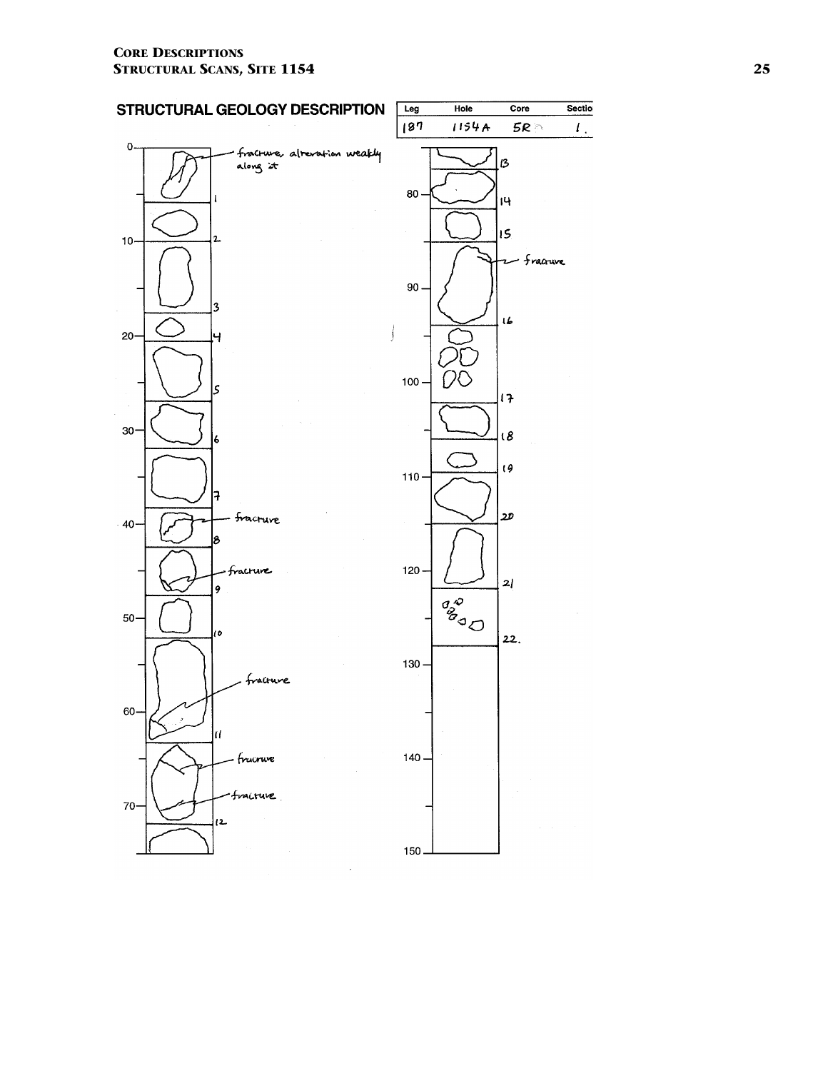## STRUCTURAL GEOLOGY DESCRIPTION

| Leg | Hole | Core | Section |
|---|---|---|---|
| 187 | 1154A | 5R | 1 |

- fracture, alteration weakly along it
- fracture
- fracture
- fracture
- fracture
- fracture
- fracture

0, 10, 20, 30, 40, 50, 60, 70, 80, 90, 100, 110, 120, 130, 140, 150

1, 2, 3, 4, 5, 6, 7, 8, 9, 10, 11, 12, 13, 14, 15, 16, 17, 18, 19, 20, 21, 22.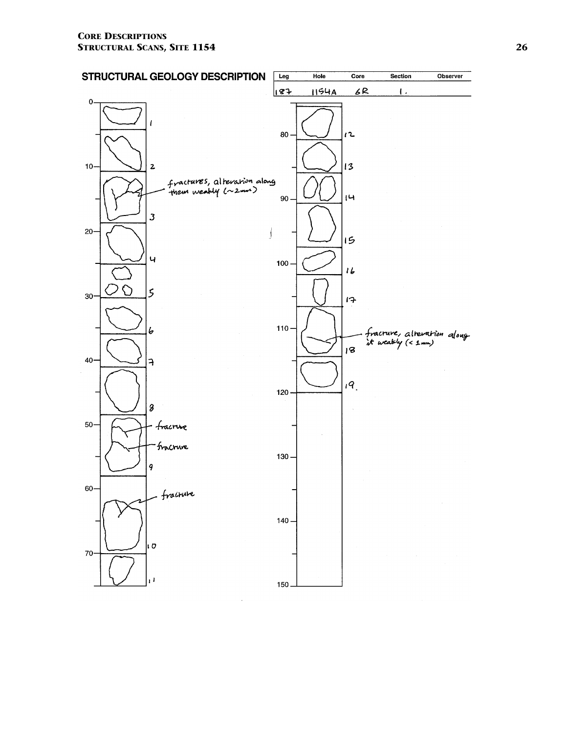# STRUCTURAL GEOLOGY DESCRIPTION

| Leg | Hole | Core | Section | Observer |
|---|---|---|---|---|
| 187 | 1154A | 6R | 1. | |

fractures, alteration along them weakly (~2mm)

fracture

fracture

fracture

fracture, alteration along it weakly (< 1mm)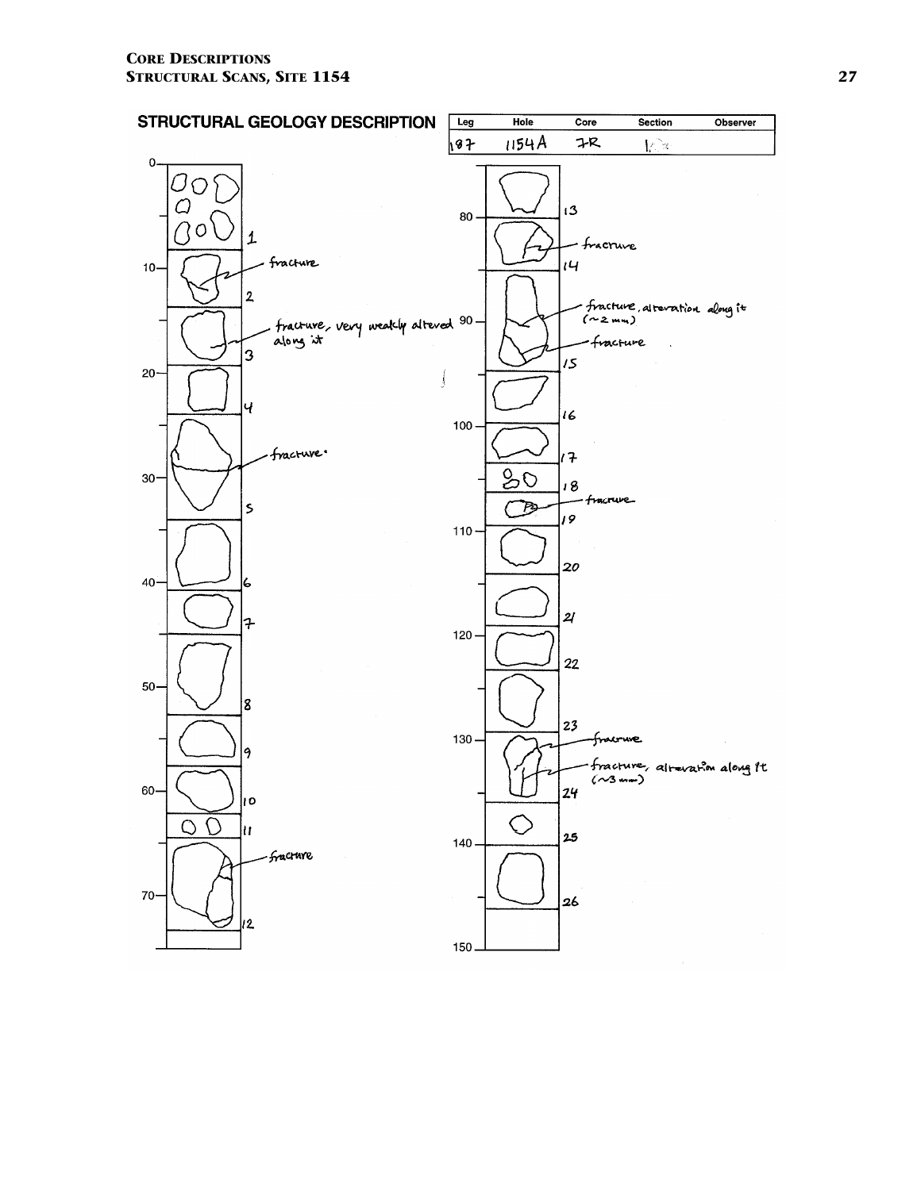## STRUCTURAL GEOLOGY DESCRIPTION

| Leg | Hole | Core | Section | Observer |
|---|---|---|---|---|
| 187 | 1154A | 7R | 1 | |

| Piece | Annotation |
|---|---|
| 1 | |
| 2 | fracture |
| 3 | fracture, very weakly altered along it |
| 4 | |
| 5 | fracture |
| 6 | |
| 7 | |
| 8 | |
| 9 | |
| 10 | |
| 11 | |
| 12 | fracture |
| 13 | |
| 14 | fracture |
| 15 | fracture, alteration along it (~2 mm); fracture |
| 16 | |
| 17 | |
| 18 | |
| 19 | fracture |
| 20 | |
| 21 | |
| 22 | |
| 23 | |
| 24 | fracture; fracture, alteration along it (~3 mm) |
| 25 | |
| 26 | |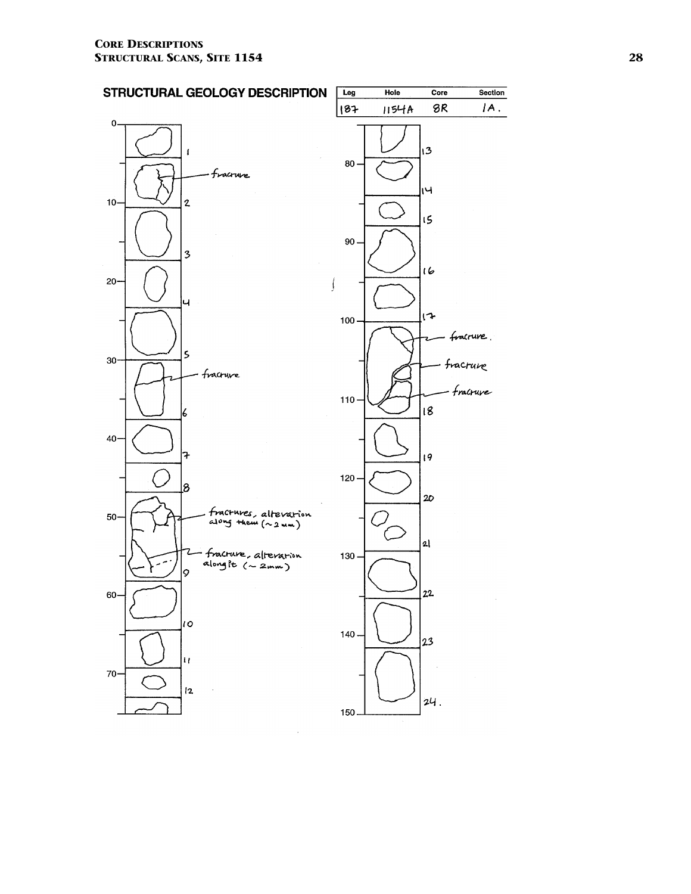# STRUCTURAL GEOLOGY DESCRIPTION

| Leg | Hole | Core | Section |
|---|---|---|---|
| 187 | 1154A | 8R | 1A. |

0

1

fracture

10

2

3

20

4

5

30

fracture

6

40

7

8

50

fractures, alteration along them (~2 mm)

fracture, alteration along it (~ 2mm)

9

60

10

11

70

12

13

80

14

15

90

16

17

100

fracture.

fracture

fracture

110

18

19

120

20

21

130

22

23

140

24.

150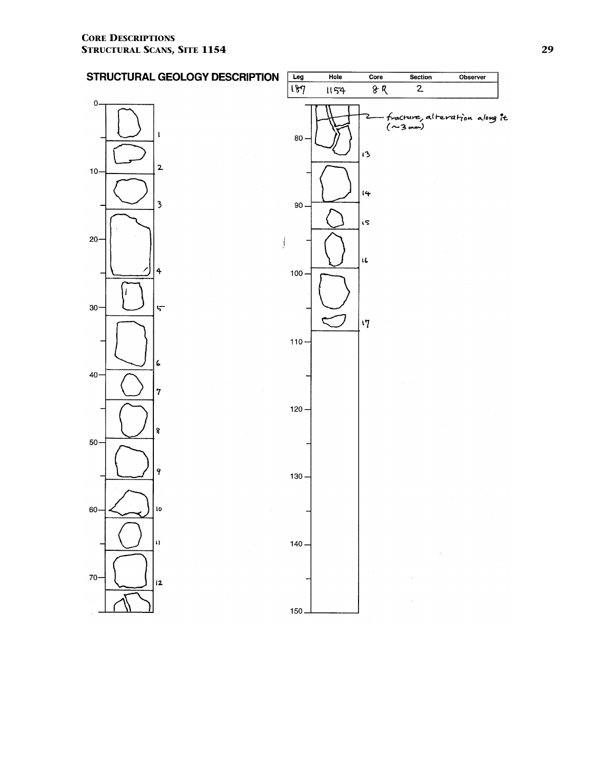## STRUCTURAL GEOLOGY DESCRIPTION

| Leg | Hole | Core | Section | Observer |
|---|---|---|---|---|
| 187 | 1154 | 8R | 2 | |

fracture, alteration along it (~3 mm)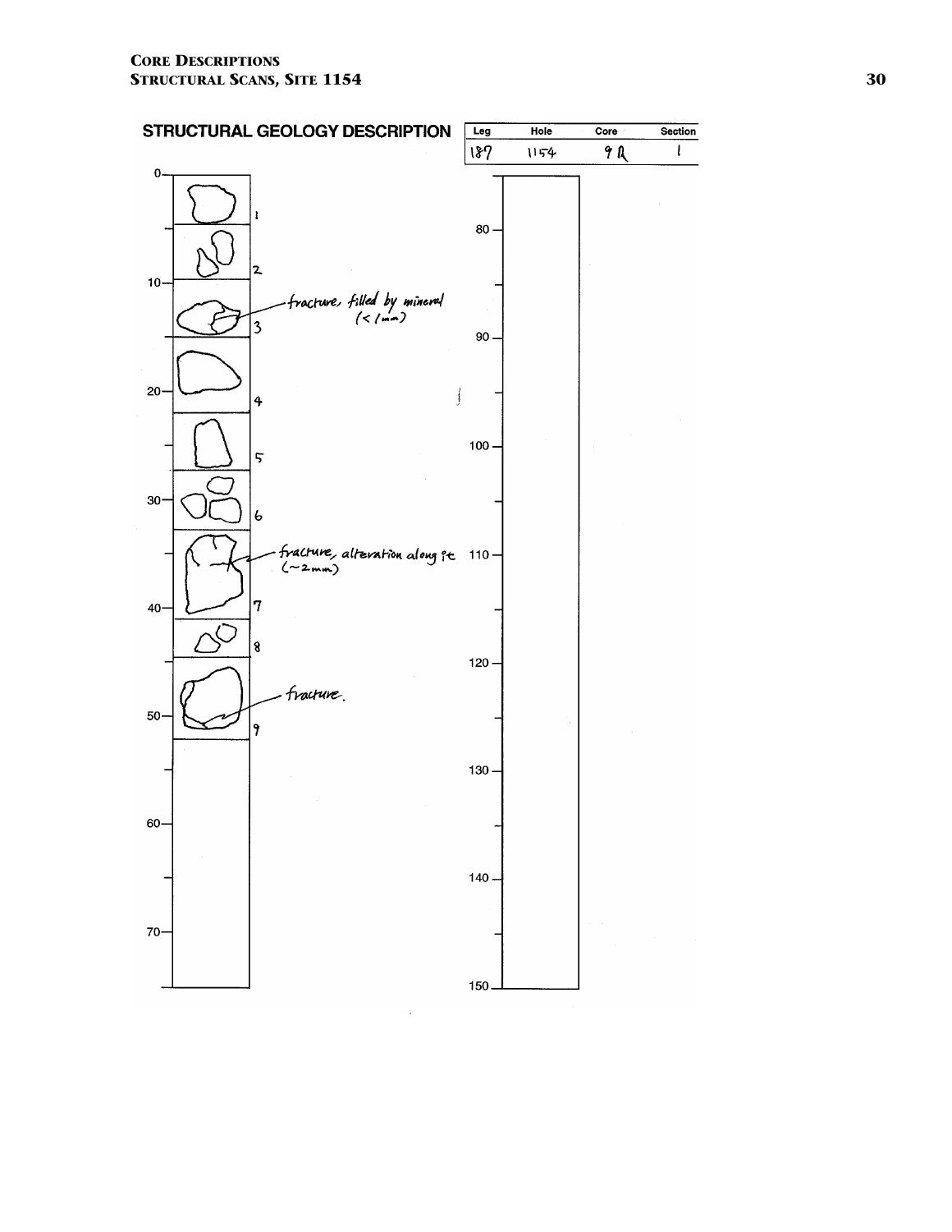# STRUCTURAL GEOLOGY DESCRIPTION

| Leg | Hole | Core | Section |
| --- | --- | --- | --- |
| 187 | 1154 | 9R | 1 |

0
10
20
30
40
50
60
70

1
2
3
4
5
6
7
8
9

fracture, filled by mineral (< 1mm)

fracture, alteration along it (~2mm)

fracture.

80
90
100
110
120
130
140
150